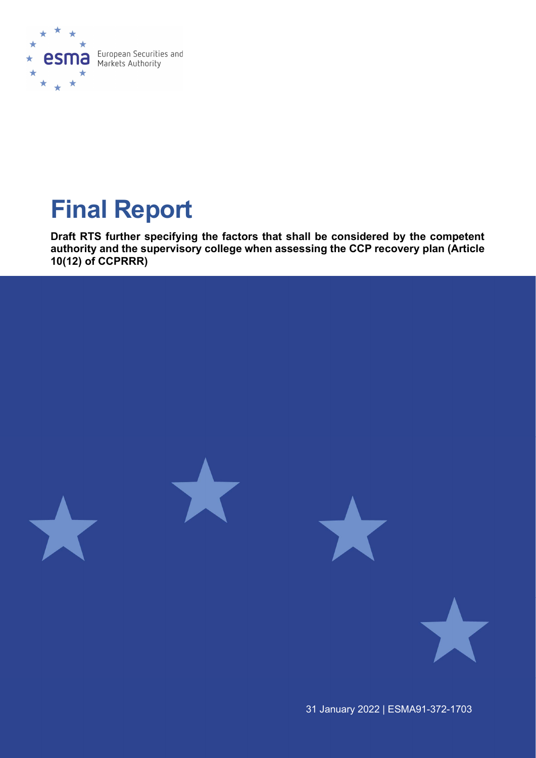European Securities and Markets Authority

# Final Report

**Draft RTS further specifying the factors that shall be considered by the competent authority and the supervisory college when assessing the CCP recovery plan (Article 10(12) of CCPRRR)**

31 January 2022 | ESMA91-372-1703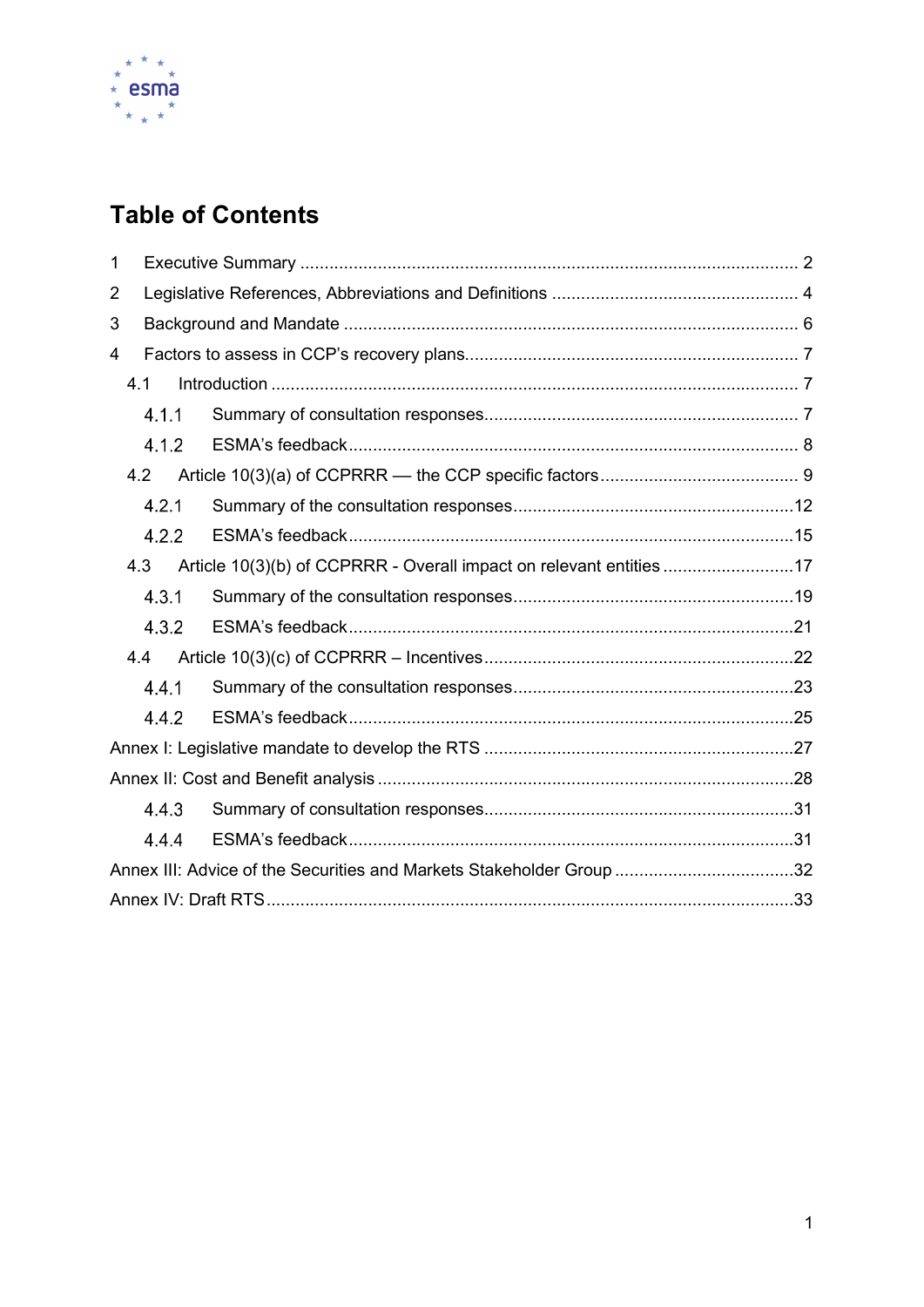# Table of Contents

1 Executive Summary ..................................................................................................... 2

2 Legislative References, Abbreviations and Definitions .................................................. 4

3 Background and Mandate ............................................................................................ 6

4 Factors to assess in CCP's recovery plans.................................................................... 7

4.1 Introduction ........................................................................................................... 7

4.1.1 Summary of consultation responses................................................................. 7

4.1.2 ESMA's feedback............................................................................................. 8

4.2 Article 10(3)(a) of CCPRRR — the CCP specific factors......................................... 9

4.2.1 Summary of the consultation responses..........................................................12

4.2.2 ESMA's feedback............................................................................................15

4.3 Article 10(3)(b) of CCPRRR - Overall impact on relevant entities ...........................17

4.3.1 Summary of the consultation responses..........................................................19

4.3.2 ESMA's feedback............................................................................................21

4.4 Article 10(3)(c) of CCPRRR – Incentives................................................................22

4.4.1 Summary of the consultation responses..........................................................23

4.4.2 ESMA's feedback............................................................................................25

Annex I: Legislative mandate to develop the RTS ...............................................................27

Annex II: Cost and Benefit analysis .....................................................................................28

4.4.3 Summary of consultation responses................................................................31

4.4.4 ESMA's feedback............................................................................................31

Annex III: Advice of the Securities and Markets Stakeholder Group .....................................32

Annex IV: Draft RTS............................................................................................................33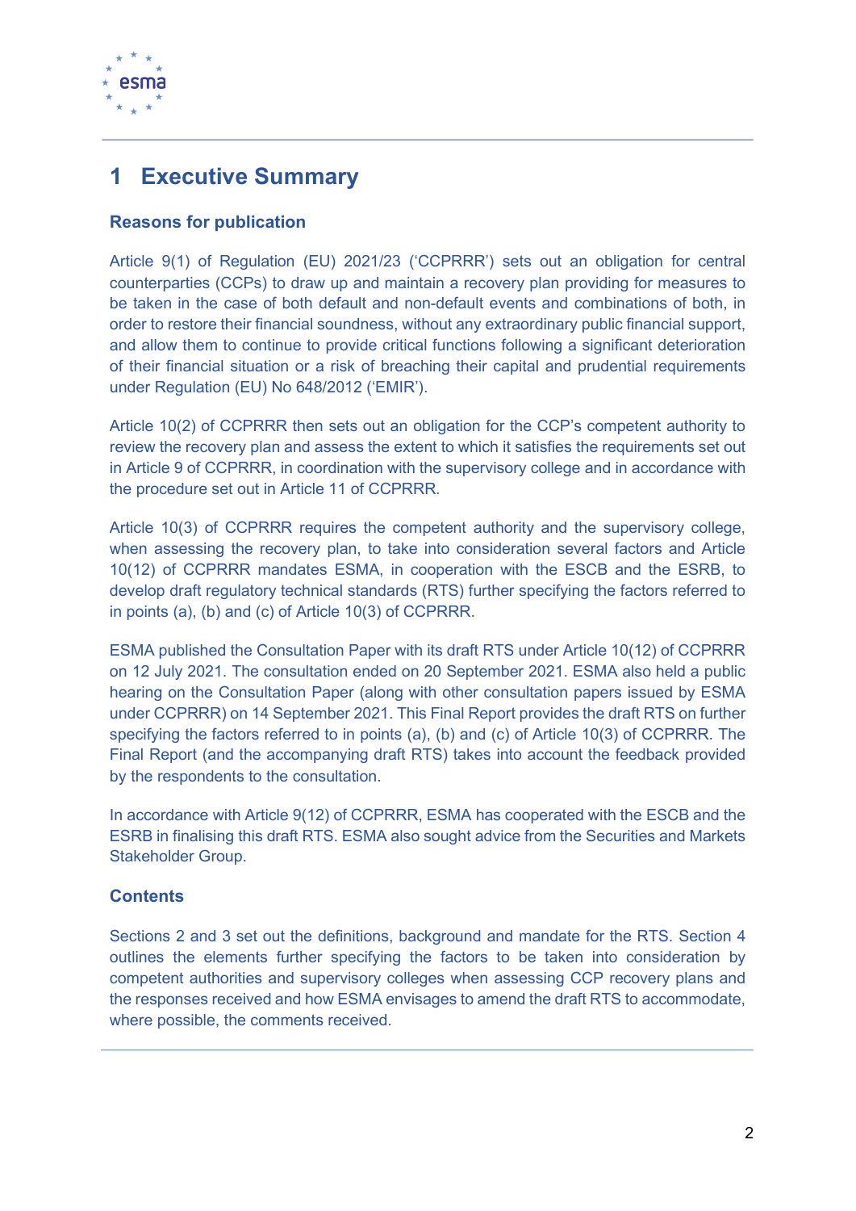# 1 Executive Summary

## Reasons for publication

Article 9(1) of Regulation (EU) 2021/23 ('CCPRRR') sets out an obligation for central counterparties (CCPs) to draw up and maintain a recovery plan providing for measures to be taken in the case of both default and non-default events and combinations of both, in order to restore their financial soundness, without any extraordinary public financial support, and allow them to continue to provide critical functions following a significant deterioration of their financial situation or a risk of breaching their capital and prudential requirements under Regulation (EU) No 648/2012 ('EMIR').

Article 10(2) of CCPRRR then sets out an obligation for the CCP's competent authority to review the recovery plan and assess the extent to which it satisfies the requirements set out in Article 9 of CCPRRR, in coordination with the supervisory college and in accordance with the procedure set out in Article 11 of CCPRRR.

Article 10(3) of CCPRRR requires the competent authority and the supervisory college, when assessing the recovery plan, to take into consideration several factors and Article 10(12) of CCPRRR mandates ESMA, in cooperation with the ESCB and the ESRB, to develop draft regulatory technical standards (RTS) further specifying the factors referred to in points (a), (b) and (c) of Article 10(3) of CCPRRR.

ESMA published the Consultation Paper with its draft RTS under Article 10(12) of CCPRRR on 12 July 2021. The consultation ended on 20 September 2021. ESMA also held a public hearing on the Consultation Paper (along with other consultation papers issued by ESMA under CCPRRR) on 14 September 2021. This Final Report provides the draft RTS on further specifying the factors referred to in points (a), (b) and (c) of Article 10(3) of CCPRRR. The Final Report (and the accompanying draft RTS) takes into account the feedback provided by the respondents to the consultation.

In accordance with Article 9(12) of CCPRRR, ESMA has cooperated with the ESCB and the ESRB in finalising this draft RTS. ESMA also sought advice from the Securities and Markets Stakeholder Group.

## Contents

Sections 2 and 3 set out the definitions, background and mandate for the RTS. Section 4 outlines the elements further specifying the factors to be taken into consideration by competent authorities and supervisory colleges when assessing CCP recovery plans and the responses received and how ESMA envisages to amend the draft RTS to accommodate, where possible, the comments received.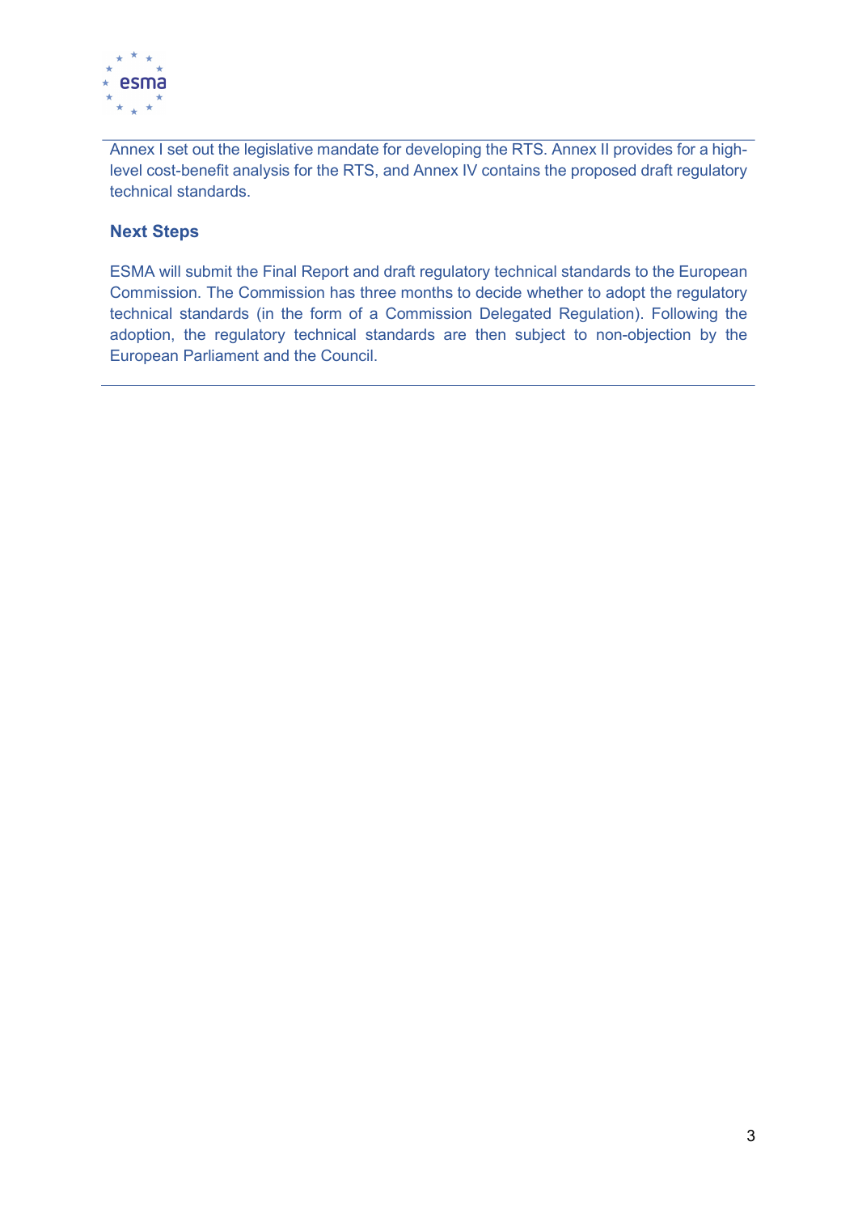Annex I set out the legislative mandate for developing the RTS. Annex II provides for a high-level cost-benefit analysis for the RTS, and Annex IV contains the proposed draft regulatory technical standards.

### Next Steps

ESMA will submit the Final Report and draft regulatory technical standards to the European Commission. The Commission has three months to decide whether to adopt the regulatory technical standards (in the form of a Commission Delegated Regulation). Following the adoption, the regulatory technical standards are then subject to non-objection by the European Parliament and the Council.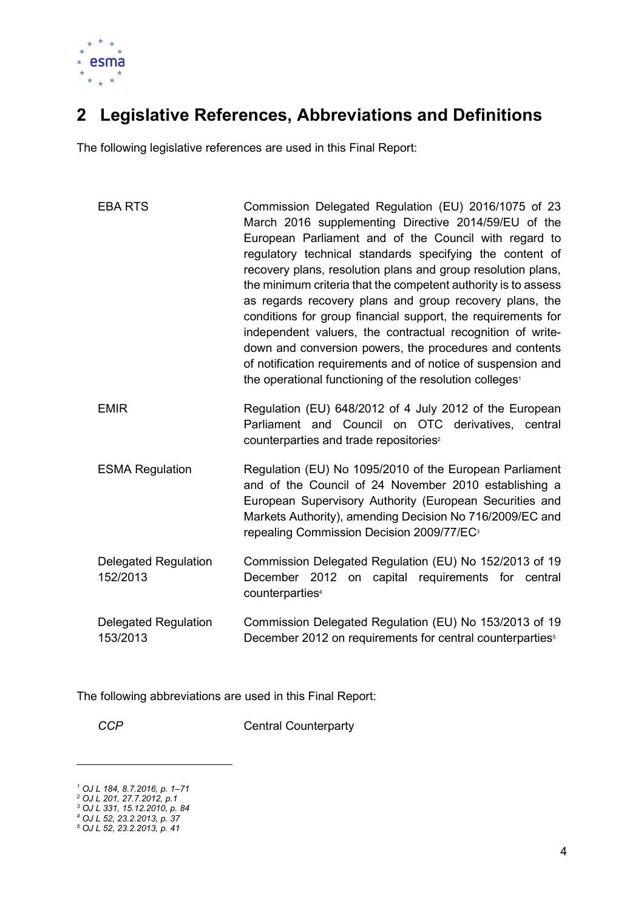## 2 Legislative References, Abbreviations and Definitions

The following legislative references are used in this Final Report:

| | |
|---|---|
| EBA RTS | Commission Delegated Regulation (EU) 2016/1075 of 23 March 2016 supplementing Directive 2014/59/EU of the European Parliament and of the Council with regard to regulatory technical standards specifying the content of recovery plans, resolution plans and group resolution plans, the minimum criteria that the competent authority is to assess as regards recovery plans and group recovery plans, the conditions for group financial support, the requirements for independent valuers, the contractual recognition of write-down and conversion powers, the procedures and contents of notification requirements and of notice of suspension and the operational functioning of the resolution colleges[1] |
| EMIR | Regulation (EU) 648/2012 of 4 July 2012 of the European Parliament and Council on OTC derivatives, central counterparties and trade repositories[2] |
| ESMA Regulation | Regulation (EU) No 1095/2010 of the European Parliament and of the Council of 24 November 2010 establishing a European Supervisory Authority (European Securities and Markets Authority), amending Decision No 716/2009/EC and repealing Commission Decision 2009/77/EC[3] |
| Delegated Regulation 152/2013 | Commission Delegated Regulation (EU) No 152/2013 of 19 December 2012 on capital requirements for central counterparties[4] |
| Delegated Regulation 153/2013 | Commission Delegated Regulation (EU) No 153/2013 of 19 December 2012 on requirements for central counterparties[5] |

The following abbreviations are used in this Final Report:

| | |
|---|---|
| *CCP* | Central Counterparty |

---

[1] *OJ L 184, 8.7.2016, p. 1–71*
[2] *OJ L 201, 27.7.2012, p.1*
[3] *OJ L 331, 15.12.2010, p. 84*
[4] *OJ L 52, 23.2.2013, p. 37*
[5] *OJ L 52, 23.2.2013, p. 41*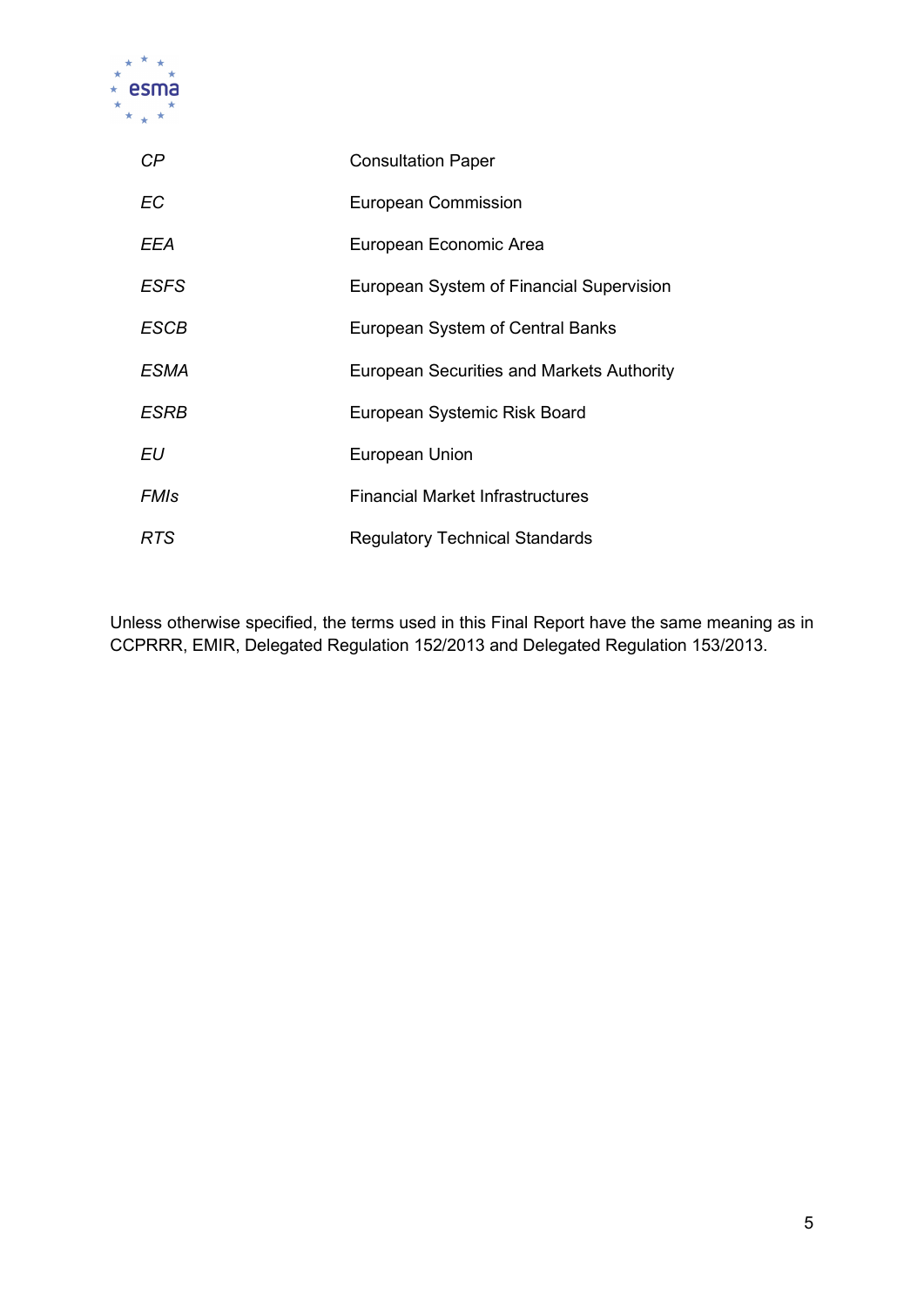| | |
|---|---|
| *CP* | Consultation Paper |
| *EC* | European Commission |
| *EEA* | European Economic Area |
| *ESFS* | European System of Financial Supervision |
| *ESCB* | European System of Central Banks |
| *ESMA* | European Securities and Markets Authority |
| *ESRB* | European Systemic Risk Board |
| *EU* | European Union |
| *FMIs* | Financial Market Infrastructures |
| *RTS* | Regulatory Technical Standards |

Unless otherwise specified, the terms used in this Final Report have the same meaning as in CCPRRR, EMIR, Delegated Regulation 152/2013 and Delegated Regulation 153/2013.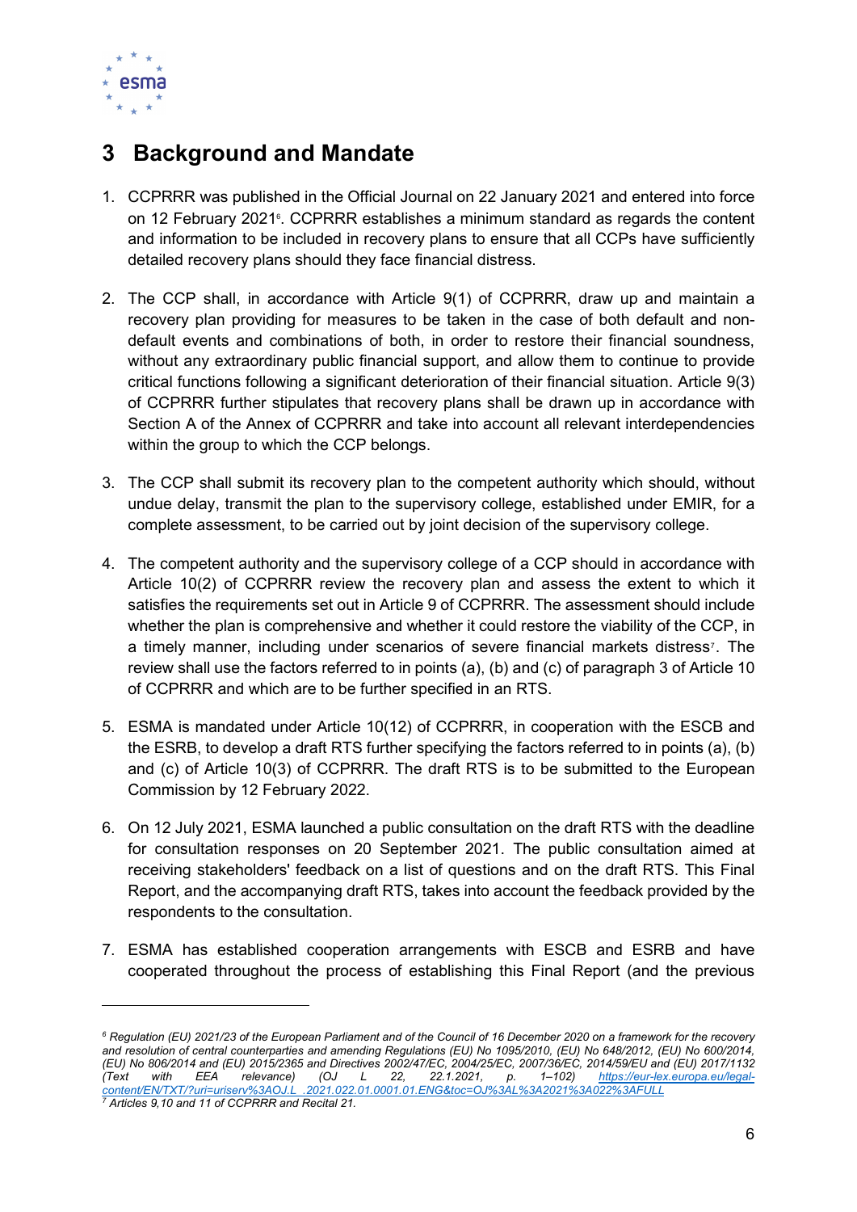# 3 Background and Mandate

1. CCPRRR was published in the Official Journal on 22 January 2021 and entered into force on 12 February 2021[6]. CCPRRR establishes a minimum standard as regards the content and information to be included in recovery plans to ensure that all CCPs have sufficiently detailed recovery plans should they face financial distress.

2. The CCP shall, in accordance with Article 9(1) of CCPRRR, draw up and maintain a recovery plan providing for measures to be taken in the case of both default and non-default events and combinations of both, in order to restore their financial soundness, without any extraordinary public financial support, and allow them to continue to provide critical functions following a significant deterioration of their financial situation. Article 9(3) of CCPRRR further stipulates that recovery plans shall be drawn up in accordance with Section A of the Annex of CCPRRR and take into account all relevant interdependencies within the group to which the CCP belongs.

3. The CCP shall submit its recovery plan to the competent authority which should, without undue delay, transmit the plan to the supervisory college, established under EMIR, for a complete assessment, to be carried out by joint decision of the supervisory college.

4. The competent authority and the supervisory college of a CCP should in accordance with Article 10(2) of CCPRRR review the recovery plan and assess the extent to which it satisfies the requirements set out in Article 9 of CCPRRR. The assessment should include whether the plan is comprehensive and whether it could restore the viability of the CCP, in a timely manner, including under scenarios of severe financial markets distress[7]. The review shall use the factors referred to in points (a), (b) and (c) of paragraph 3 of Article 10 of CCPRRR and which are to be further specified in an RTS.

5. ESMA is mandated under Article 10(12) of CCPRRR, in cooperation with the ESCB and the ESRB, to develop a draft RTS further specifying the factors referred to in points (a), (b) and (c) of Article 10(3) of CCPRRR. The draft RTS is to be submitted to the European Commission by 12 February 2022.

6. On 12 July 2021, ESMA launched a public consultation on the draft RTS with the deadline for consultation responses on 20 September 2021. The public consultation aimed at receiving stakeholders' feedback on a list of questions and on the draft RTS. This Final Report, and the accompanying draft RTS, takes into account the feedback provided by the respondents to the consultation.

7. ESMA has established cooperation arrangements with ESCB and ESRB and have cooperated throughout the process of establishing this Final Report (and the previous

---

*[6] Regulation (EU) 2021/23 of the European Parliament and of the Council of 16 December 2020 on a framework for the recovery and resolution of central counterparties and amending Regulations (EU) No 1095/2010, (EU) No 648/2012, (EU) No 600/2014, (EU) No 806/2014 and (EU) 2015/2365 and Directives 2002/47/EC, 2004/25/EC, 2007/36/EC, 2014/59/EU and (EU) 2017/1132 (Text with EEA relevance) (OJ L 22, 22.1.2021, p. 1–102) [https://eur-lex.europa.eu/legal-content/EN/TXT/?uri=uriserv%3AOJ.L_.2021.022.01.0001.01.ENG&toc=OJ%3AL%3A2021%3A022%3AFULL](https://eur-lex.europa.eu/legal-content/EN/TXT/?uri=uriserv%3AOJ.L_.2021.022.01.0001.01.ENG&toc=OJ%3AL%3A2021%3A022%3AFULL)*

*[7] Articles 9,10 and 11 of CCPRRR and Recital 21.*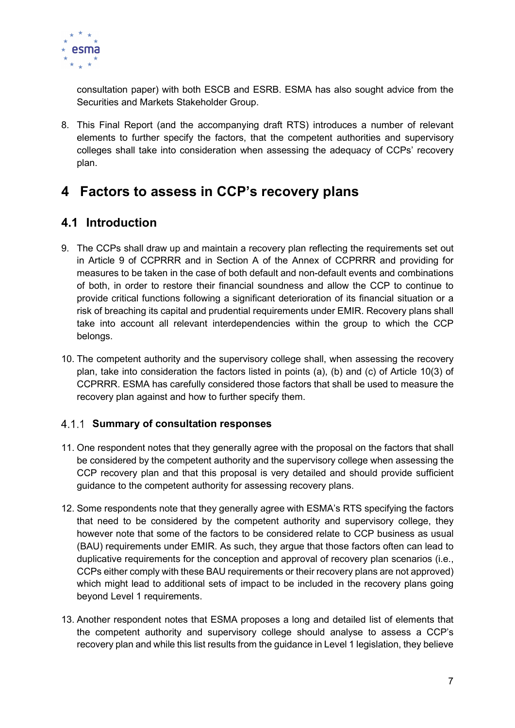consultation paper) with both ESCB and ESRB. ESMA has also sought advice from the Securities and Markets Stakeholder Group.

8. This Final Report (and the accompanying draft RTS) introduces a number of relevant elements to further specify the factors, that the competent authorities and supervisory colleges shall take into consideration when assessing the adequacy of CCPs' recovery plan.

# 4 Factors to assess in CCP's recovery plans

## 4.1 Introduction

9. The CCPs shall draw up and maintain a recovery plan reflecting the requirements set out in Article 9 of CCPRRR and in Section A of the Annex of CCPRRR and providing for measures to be taken in the case of both default and non-default events and combinations of both, in order to restore their financial soundness and allow the CCP to continue to provide critical functions following a significant deterioration of its financial situation or a risk of breaching its capital and prudential requirements under EMIR. Recovery plans shall take into account all relevant interdependencies within the group to which the CCP belongs.

10. The competent authority and the supervisory college shall, when assessing the recovery plan, take into consideration the factors listed in points (a), (b) and (c) of Article 10(3) of CCPRRR. ESMA has carefully considered those factors that shall be used to measure the recovery plan against and how to further specify them.

### 4.1.1 Summary of consultation responses

11. One respondent notes that they generally agree with the proposal on the factors that shall be considered by the competent authority and the supervisory college when assessing the CCP recovery plan and that this proposal is very detailed and should provide sufficient guidance to the competent authority for assessing recovery plans.

12. Some respondents note that they generally agree with ESMA's RTS specifying the factors that need to be considered by the competent authority and supervisory college, they however note that some of the factors to be considered relate to CCP business as usual (BAU) requirements under EMIR. As such, they argue that those factors often can lead to duplicative requirements for the conception and approval of recovery plan scenarios (i.e., CCPs either comply with these BAU requirements or their recovery plans are not approved) which might lead to additional sets of impact to be included in the recovery plans going beyond Level 1 requirements.

13. Another respondent notes that ESMA proposes a long and detailed list of elements that the competent authority and supervisory college should analyse to assess a CCP's recovery plan and while this list results from the guidance in Level 1 legislation, they believe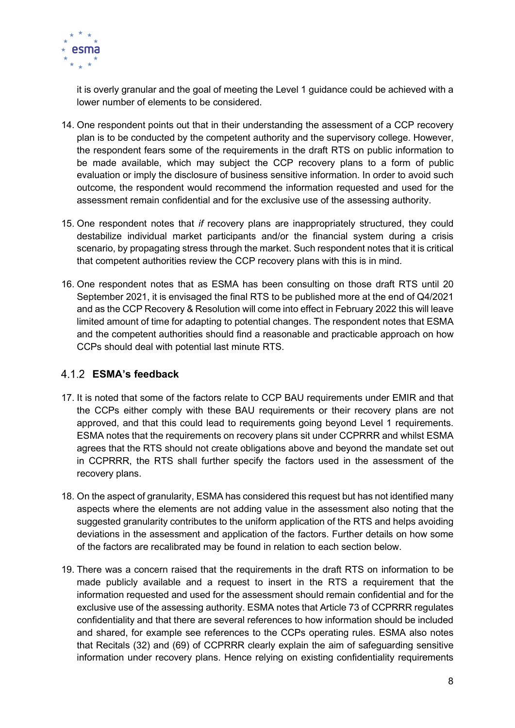it is overly granular and the goal of meeting the Level 1 guidance could be achieved with a lower number of elements to be considered.

14. One respondent points out that in their understanding the assessment of a CCP recovery plan is to be conducted by the competent authority and the supervisory college. However, the respondent fears some of the requirements in the draft RTS on public information to be made available, which may subject the CCP recovery plans to a form of public evaluation or imply the disclosure of business sensitive information. In order to avoid such outcome, the respondent would recommend the information requested and used for the assessment remain confidential and for the exclusive use of the assessing authority.

15. One respondent notes that *if* recovery plans are inappropriately structured, they could destabilize individual market participants and/or the financial system during a crisis scenario, by propagating stress through the market. Such respondent notes that it is critical that competent authorities review the CCP recovery plans with this is in mind.

16. One respondent notes that as ESMA has been consulting on those draft RTS until 20 September 2021, it is envisaged the final RTS to be published more at the end of Q4/2021 and as the CCP Recovery & Resolution will come into effect in February 2022 this will leave limited amount of time for adapting to potential changes. The respondent notes that ESMA and the competent authorities should find a reasonable and practicable approach on how CCPs should deal with potential last minute RTS.

### 4.1.2 ESMA's feedback

17. It is noted that some of the factors relate to CCP BAU requirements under EMIR and that the CCPs either comply with these BAU requirements or their recovery plans are not approved, and that this could lead to requirements going beyond Level 1 requirements. ESMA notes that the requirements on recovery plans sit under CCPRRR and whilst ESMA agrees that the RTS should not create obligations above and beyond the mandate set out in CCPRRR, the RTS shall further specify the factors used in the assessment of the recovery plans.

18. On the aspect of granularity, ESMA has considered this request but has not identified many aspects where the elements are not adding value in the assessment also noting that the suggested granularity contributes to the uniform application of the RTS and helps avoiding deviations in the assessment and application of the factors. Further details on how some of the factors are recalibrated may be found in relation to each section below.

19. There was a concern raised that the requirements in the draft RTS on information to be made publicly available and a request to insert in the RTS a requirement that the information requested and used for the assessment should remain confidential and for the exclusive use of the assessing authority. ESMA notes that Article 73 of CCPRRR regulates confidentiality and that there are several references to how information should be included and shared, for example see references to the CCPs operating rules. ESMA also notes that Recitals (32) and (69) of CCPRRR clearly explain the aim of safeguarding sensitive information under recovery plans. Hence relying on existing confidentiality requirements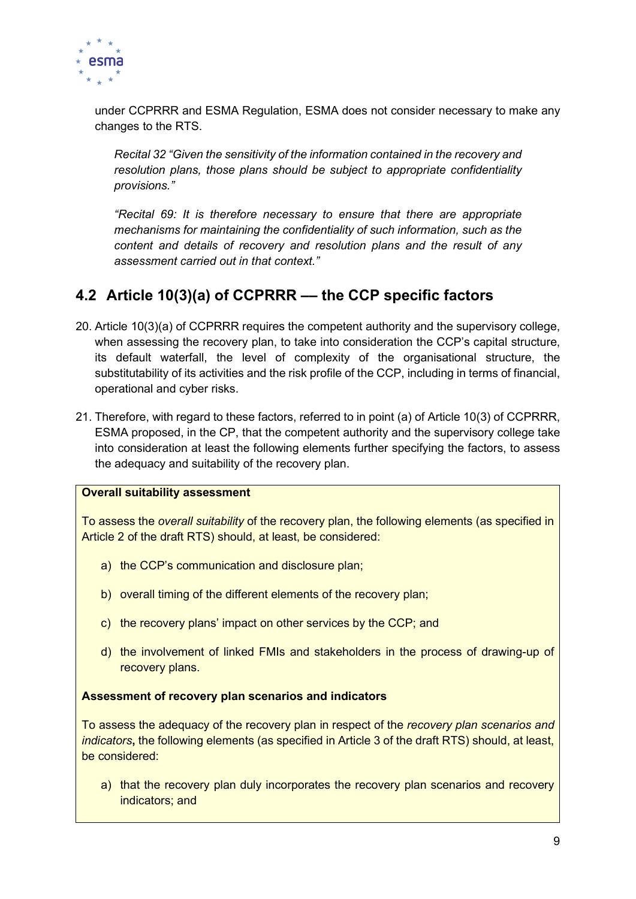under CCPRRR and ESMA Regulation, ESMA does not consider necessary to make any changes to the RTS.

> *Recital 32 "Given the sensitivity of the information contained in the recovery and resolution plans, those plans should be subject to appropriate confidentiality provisions."*
>
> *"Recital 69: It is therefore necessary to ensure that there are appropriate mechanisms for maintaining the confidentiality of such information, such as the content and details of recovery and resolution plans and the result of any assessment carried out in that context."*

## 4.2 Article 10(3)(a) of CCPRRR — the CCP specific factors

20. Article 10(3)(a) of CCPRRR requires the competent authority and the supervisory college, when assessing the recovery plan, to take into consideration the CCP's capital structure, its default waterfall, the level of complexity of the organisational structure, the substitutability of its activities and the risk profile of the CCP, including in terms of financial, operational and cyber risks.

21. Therefore, with regard to these factors, referred to in point (a) of Article 10(3) of CCPRRR, ESMA proposed, in the CP, that the competent authority and the supervisory college take into consideration at least the following elements further specifying the factors, to assess the adequacy and suitability of the recovery plan.

**Overall suitability assessment**

To assess the *overall suitability* of the recovery plan, the following elements (as specified in Article 2 of the draft RTS) should, at least, be considered:

a) the CCP's communication and disclosure plan;

b) overall timing of the different elements of the recovery plan;

c) the recovery plans' impact on other services by the CCP; and

d) the involvement of linked FMIs and stakeholders in the process of drawing-up of recovery plans.

**Assessment of recovery plan scenarios and indicators**

To assess the adequacy of the recovery plan in respect of the *recovery plan scenarios and indicators***,** the following elements (as specified in Article 3 of the draft RTS) should, at least, be considered:

a) that the recovery plan duly incorporates the recovery plan scenarios and recovery indicators; and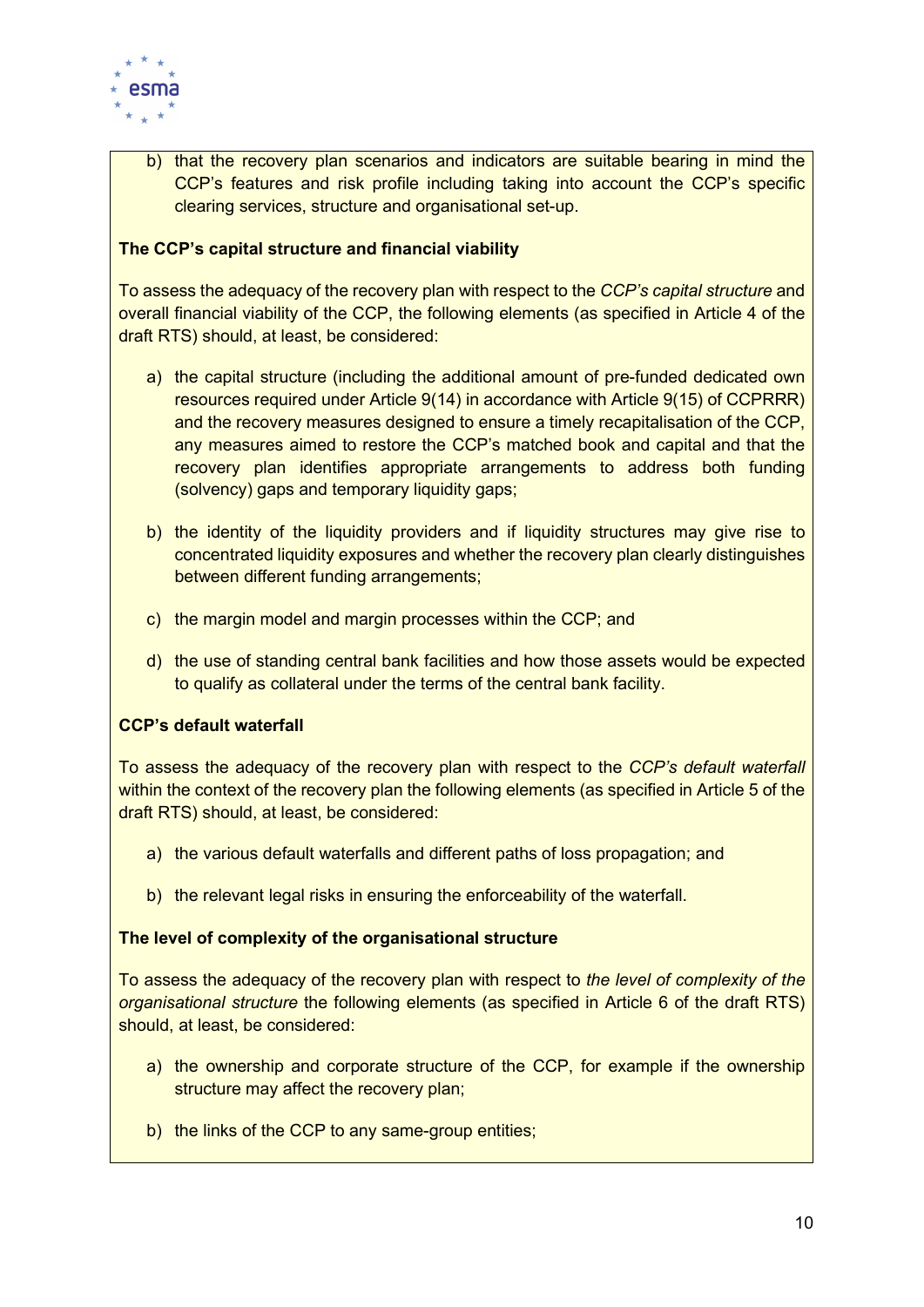b) that the recovery plan scenarios and indicators are suitable bearing in mind the CCP's features and risk profile including taking into account the CCP's specific clearing services, structure and organisational set-up.

**The CCP's capital structure and financial viability**

To assess the adequacy of the recovery plan with respect to the *CCP's capital structure* and overall financial viability of the CCP, the following elements (as specified in Article 4 of the draft RTS) should, at least, be considered:

a) the capital structure (including the additional amount of pre-funded dedicated own resources required under Article 9(14) in accordance with Article 9(15) of CCPRRR) and the recovery measures designed to ensure a timely recapitalisation of the CCP, any measures aimed to restore the CCP's matched book and capital and that the recovery plan identifies appropriate arrangements to address both funding (solvency) gaps and temporary liquidity gaps;

b) the identity of the liquidity providers and if liquidity structures may give rise to concentrated liquidity exposures and whether the recovery plan clearly distinguishes between different funding arrangements;

c) the margin model and margin processes within the CCP; and

d) the use of standing central bank facilities and how those assets would be expected to qualify as collateral under the terms of the central bank facility.

**CCP's default waterfall**

To assess the adequacy of the recovery plan with respect to the *CCP's default waterfall* within the context of the recovery plan the following elements (as specified in Article 5 of the draft RTS) should, at least, be considered:

a) the various default waterfalls and different paths of loss propagation; and

b) the relevant legal risks in ensuring the enforceability of the waterfall.

**The level of complexity of the organisational structure**

To assess the adequacy of the recovery plan with respect to *the level of complexity of the organisational structure* the following elements (as specified in Article 6 of the draft RTS) should, at least, be considered:

a) the ownership and corporate structure of the CCP, for example if the ownership structure may affect the recovery plan;

b) the links of the CCP to any same-group entities;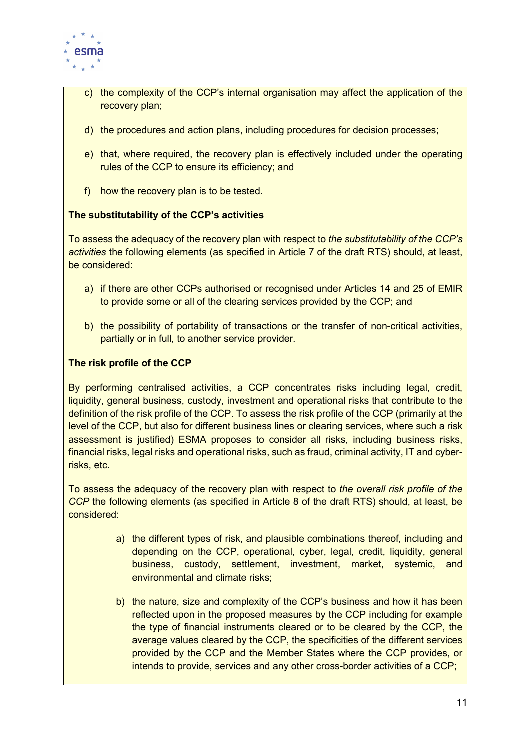c) the complexity of the CCP's internal organisation may affect the application of the recovery plan;

d) the procedures and action plans, including procedures for decision processes;

e) that, where required, the recovery plan is effectively included under the operating rules of the CCP to ensure its efficiency; and

f) how the recovery plan is to be tested.

**The substitutability of the CCP's activities**

To assess the adequacy of the recovery plan with respect to *the substitutability of the CCP's activities* the following elements (as specified in Article 7 of the draft RTS) should, at least, be considered:

a) if there are other CCPs authorised or recognised under Articles 14 and 25 of EMIR to provide some or all of the clearing services provided by the CCP; and

b) the possibility of portability of transactions or the transfer of non-critical activities, partially or in full, to another service provider.

**The risk profile of the CCP**

By performing centralised activities, a CCP concentrates risks including legal, credit, liquidity, general business, custody, investment and operational risks that contribute to the definition of the risk profile of the CCP. To assess the risk profile of the CCP (primarily at the level of the CCP, but also for different business lines or clearing services, where such a risk assessment is justified) ESMA proposes to consider all risks, including business risks, financial risks, legal risks and operational risks, such as fraud, criminal activity, IT and cyber-risks, etc.

To assess the adequacy of the recovery plan with respect to *the overall risk profile of the CCP* the following elements (as specified in Article 8 of the draft RTS) should, at least, be considered:

a) the different types of risk, and plausible combinations thereof*,* including and depending on the CCP, operational, cyber, legal, credit, liquidity, general business, custody, settlement, investment, market, systemic, and environmental and climate risks;

b) the nature, size and complexity of the CCP's business and how it has been reflected upon in the proposed measures by the CCP including for example the type of financial instruments cleared or to be cleared by the CCP, the average values cleared by the CCP, the specificities of the different services provided by the CCP and the Member States where the CCP provides, or intends to provide, services and any other cross-border activities of a CCP;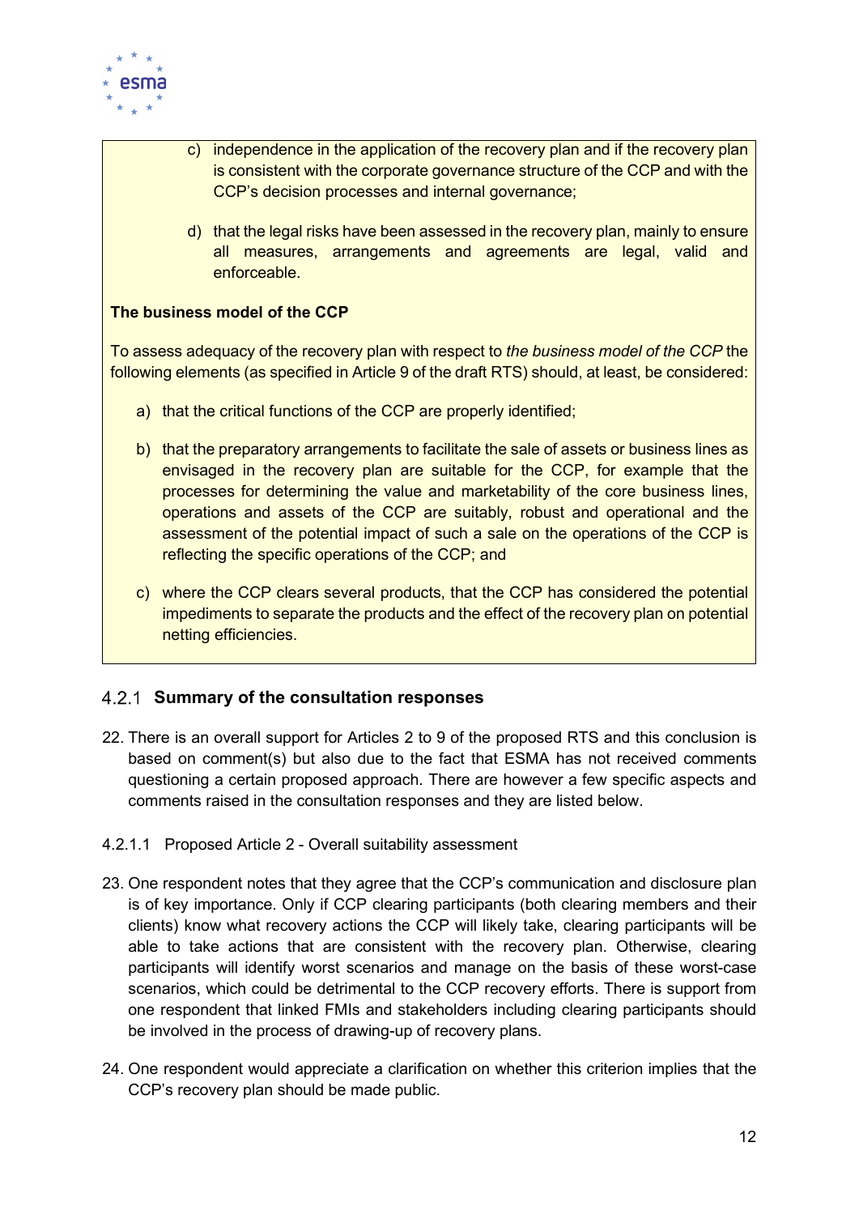c) independence in the application of the recovery plan and if the recovery plan is consistent with the corporate governance structure of the CCP and with the CCP's decision processes and internal governance;

d) that the legal risks have been assessed in the recovery plan, mainly to ensure all measures, arrangements and agreements are legal, valid and enforceable.

**The business model of the CCP**

To assess adequacy of the recovery plan with respect to *the business model of the CCP* the following elements (as specified in Article 9 of the draft RTS) should, at least, be considered:

a) that the critical functions of the CCP are properly identified;

b) that the preparatory arrangements to facilitate the sale of assets or business lines as envisaged in the recovery plan are suitable for the CCP, for example that the processes for determining the value and marketability of the core business lines, operations and assets of the CCP are suitably, robust and operational and the assessment of the potential impact of such a sale on the operations of the CCP is reflecting the specific operations of the CCP; and

c) where the CCP clears several products, that the CCP has considered the potential impediments to separate the products and the effect of the recovery plan on potential netting efficiencies.

### 4.2.1 Summary of the consultation responses

22. There is an overall support for Articles 2 to 9 of the proposed RTS and this conclusion is based on comment(s) but also due to the fact that ESMA has not received comments questioning a certain proposed approach. There are however a few specific aspects and comments raised in the consultation responses and they are listed below.

#### 4.2.1.1 Proposed Article 2 - Overall suitability assessment

23. One respondent notes that they agree that the CCP's communication and disclosure plan is of key importance. Only if CCP clearing participants (both clearing members and their clients) know what recovery actions the CCP will likely take, clearing participants will be able to take actions that are consistent with the recovery plan. Otherwise, clearing participants will identify worst scenarios and manage on the basis of these worst-case scenarios, which could be detrimental to the CCP recovery efforts. There is support from one respondent that linked FMIs and stakeholders including clearing participants should be involved in the process of drawing-up of recovery plans.

24. One respondent would appreciate a clarification on whether this criterion implies that the CCP's recovery plan should be made public.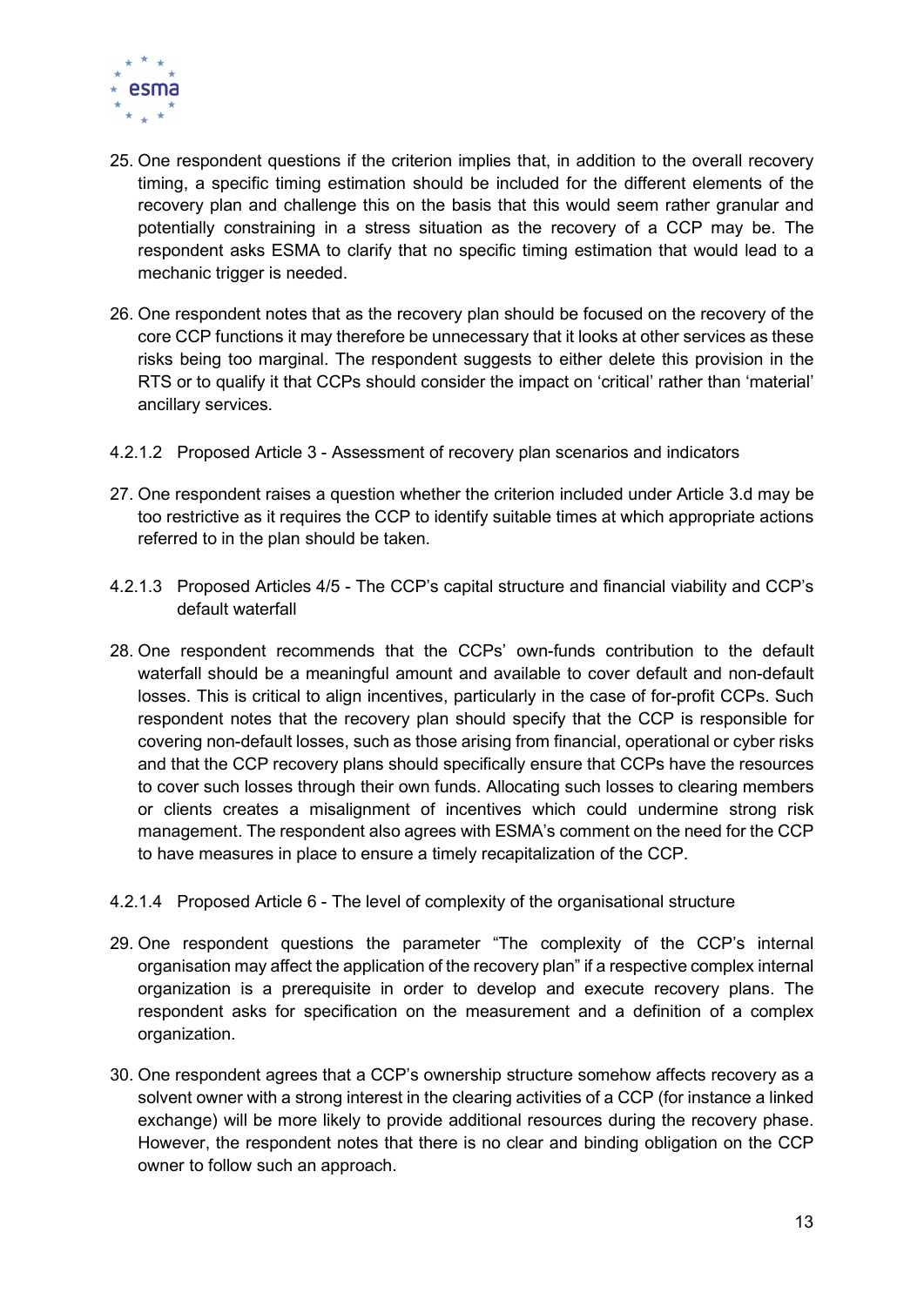25. One respondent questions if the criterion implies that, in addition to the overall recovery timing, a specific timing estimation should be included for the different elements of the recovery plan and challenge this on the basis that this would seem rather granular and potentially constraining in a stress situation as the recovery of a CCP may be. The respondent asks ESMA to clarify that no specific timing estimation that would lead to a mechanic trigger is needed.

26. One respondent notes that as the recovery plan should be focused on the recovery of the core CCP functions it may therefore be unnecessary that it looks at other services as these risks being too marginal. The respondent suggests to either delete this provision in the RTS or to qualify it that CCPs should consider the impact on 'critical' rather than 'material' ancillary services.

#### 4.2.1.2 Proposed Article 3 - Assessment of recovery plan scenarios and indicators

27. One respondent raises a question whether the criterion included under Article 3.d may be too restrictive as it requires the CCP to identify suitable times at which appropriate actions referred to in the plan should be taken.

#### 4.2.1.3 Proposed Articles 4/5 - The CCP's capital structure and financial viability and CCP's default waterfall

28. One respondent recommends that the CCPs' own-funds contribution to the default waterfall should be a meaningful amount and available to cover default and non-default losses. This is critical to align incentives, particularly in the case of for-profit CCPs. Such respondent notes that the recovery plan should specify that the CCP is responsible for covering non-default losses, such as those arising from financial, operational or cyber risks and that the CCP recovery plans should specifically ensure that CCPs have the resources to cover such losses through their own funds. Allocating such losses to clearing members or clients creates a misalignment of incentives which could undermine strong risk management. The respondent also agrees with ESMA's comment on the need for the CCP to have measures in place to ensure a timely recapitalization of the CCP.

#### 4.2.1.4 Proposed Article 6 - The level of complexity of the organisational structure

29. One respondent questions the parameter "The complexity of the CCP's internal organisation may affect the application of the recovery plan" if a respective complex internal organization is a prerequisite in order to develop and execute recovery plans. The respondent asks for specification on the measurement and a definition of a complex organization.

30. One respondent agrees that a CCP's ownership structure somehow affects recovery as a solvent owner with a strong interest in the clearing activities of a CCP (for instance a linked exchange) will be more likely to provide additional resources during the recovery phase. However, the respondent notes that there is no clear and binding obligation on the CCP owner to follow such an approach.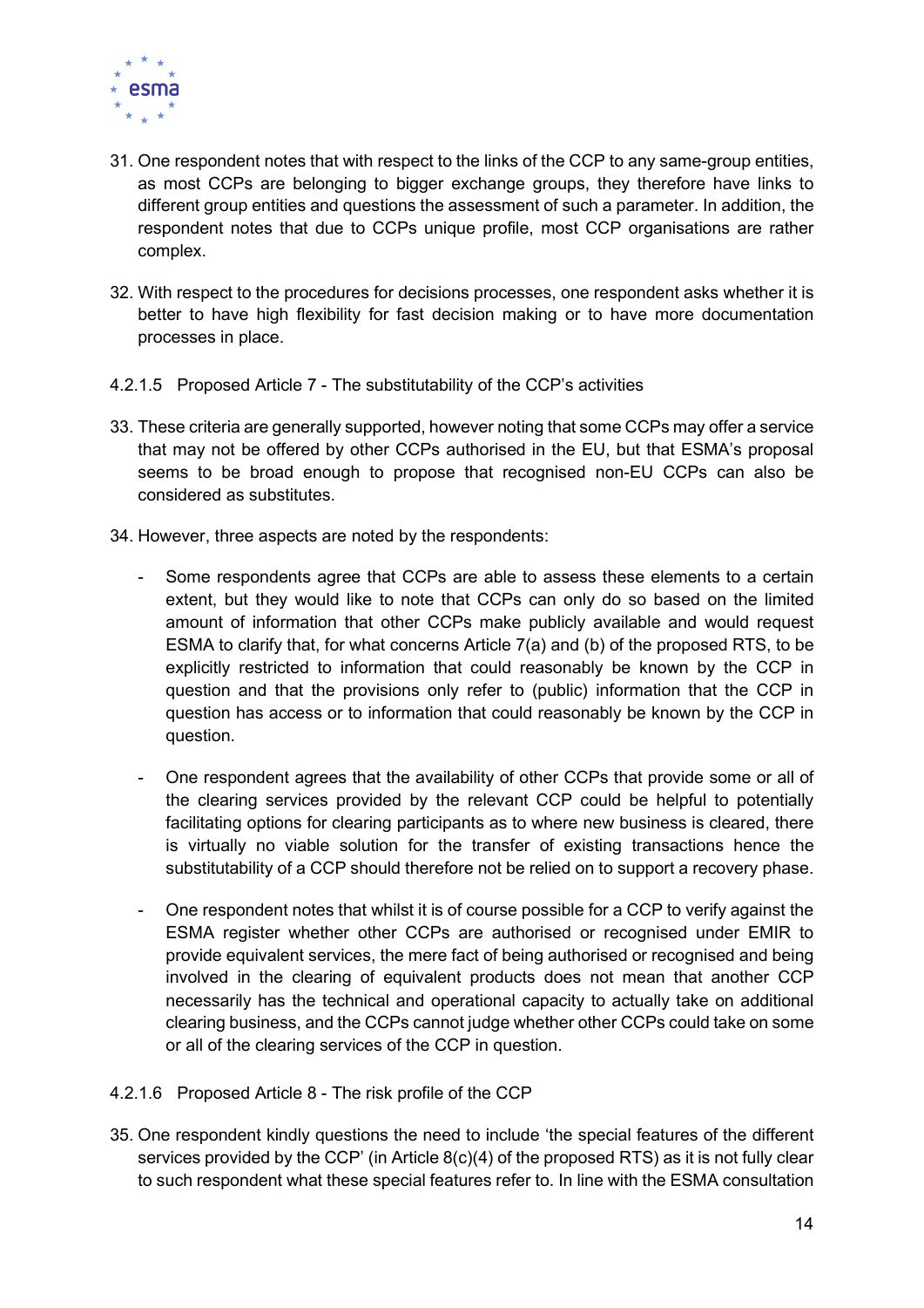31. One respondent notes that with respect to the links of the CCP to any same-group entities, as most CCPs are belonging to bigger exchange groups, they therefore have links to different group entities and questions the assessment of such a parameter. In addition, the respondent notes that due to CCPs unique profile, most CCP organisations are rather complex.

32. With respect to the procedures for decisions processes, one respondent asks whether it is better to have high flexibility for fast decision making or to have more documentation processes in place.

#### 4.2.1.5 Proposed Article 7 - The substitutability of the CCP's activities

33. These criteria are generally supported, however noting that some CCPs may offer a service that may not be offered by other CCPs authorised in the EU, but that ESMA's proposal seems to be broad enough to propose that recognised non-EU CCPs can also be considered as substitutes.

34. However, three aspects are noted by the respondents:

   - Some respondents agree that CCPs are able to assess these elements to a certain extent, but they would like to note that CCPs can only do so based on the limited amount of information that other CCPs make publicly available and would request ESMA to clarify that, for what concerns Article 7(a) and (b) of the proposed RTS, to be explicitly restricted to information that could reasonably be known by the CCP in question and that the provisions only refer to (public) information that the CCP in question has access or to information that could reasonably be known by the CCP in question.

   - One respondent agrees that the availability of other CCPs that provide some or all of the clearing services provided by the relevant CCP could be helpful to potentially facilitating options for clearing participants as to where new business is cleared, there is virtually no viable solution for the transfer of existing transactions hence the substitutability of a CCP should therefore not be relied on to support a recovery phase.

   - One respondent notes that whilst it is of course possible for a CCP to verify against the ESMA register whether other CCPs are authorised or recognised under EMIR to provide equivalent services, the mere fact of being authorised or recognised and being involved in the clearing of equivalent products does not mean that another CCP necessarily has the technical and operational capacity to actually take on additional clearing business, and the CCPs cannot judge whether other CCPs could take on some or all of the clearing services of the CCP in question.

#### 4.2.1.6 Proposed Article 8 - The risk profile of the CCP

35. One respondent kindly questions the need to include 'the special features of the different services provided by the CCP' (in Article 8(c)(4) of the proposed RTS) as it is not fully clear to such respondent what these special features refer to. In line with the ESMA consultation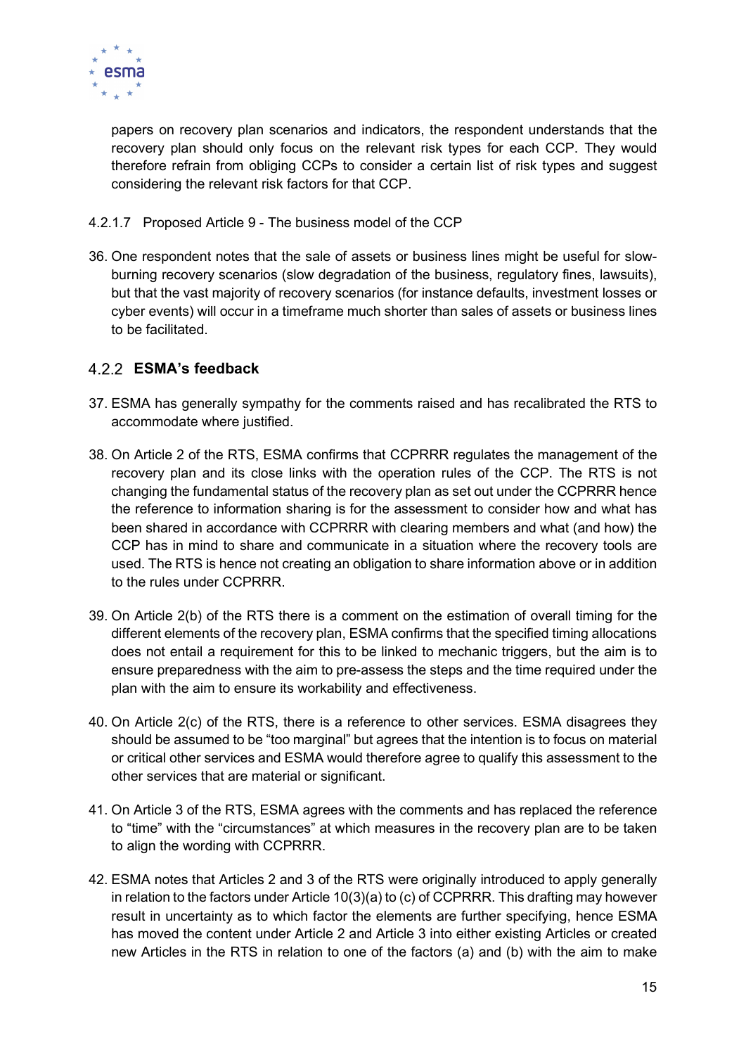papers on recovery plan scenarios and indicators, the respondent understands that the recovery plan should only focus on the relevant risk types for each CCP. They would therefore refrain from obliging CCPs to consider a certain list of risk types and suggest considering the relevant risk factors for that CCP.

#### 4.2.1.7 Proposed Article 9 - The business model of the CCP

36. One respondent notes that the sale of assets or business lines might be useful for slow-burning recovery scenarios (slow degradation of the business, regulatory fines, lawsuits), but that the vast majority of recovery scenarios (for instance defaults, investment losses or cyber events) will occur in a timeframe much shorter than sales of assets or business lines to be facilitated.

### 4.2.2 ESMA's feedback

37. ESMA has generally sympathy for the comments raised and has recalibrated the RTS to accommodate where justified.

38. On Article 2 of the RTS, ESMA confirms that CCPRRR regulates the management of the recovery plan and its close links with the operation rules of the CCP. The RTS is not changing the fundamental status of the recovery plan as set out under the CCPRRR hence the reference to information sharing is for the assessment to consider how and what has been shared in accordance with CCPRRR with clearing members and what (and how) the CCP has in mind to share and communicate in a situation where the recovery tools are used. The RTS is hence not creating an obligation to share information above or in addition to the rules under CCPRRR.

39. On Article 2(b) of the RTS there is a comment on the estimation of overall timing for the different elements of the recovery plan, ESMA confirms that the specified timing allocations does not entail a requirement for this to be linked to mechanic triggers, but the aim is to ensure preparedness with the aim to pre-assess the steps and the time required under the plan with the aim to ensure its workability and effectiveness.

40. On Article 2(c) of the RTS, there is a reference to other services. ESMA disagrees they should be assumed to be "too marginal" but agrees that the intention is to focus on material or critical other services and ESMA would therefore agree to qualify this assessment to the other services that are material or significant.

41. On Article 3 of the RTS, ESMA agrees with the comments and has replaced the reference to "time" with the "circumstances" at which measures in the recovery plan are to be taken to align the wording with CCPRRR.

42. ESMA notes that Articles 2 and 3 of the RTS were originally introduced to apply generally in relation to the factors under Article 10(3)(a) to (c) of CCPRRR. This drafting may however result in uncertainty as to which factor the elements are further specifying, hence ESMA has moved the content under Article 2 and Article 3 into either existing Articles or created new Articles in the RTS in relation to one of the factors (a) and (b) with the aim to make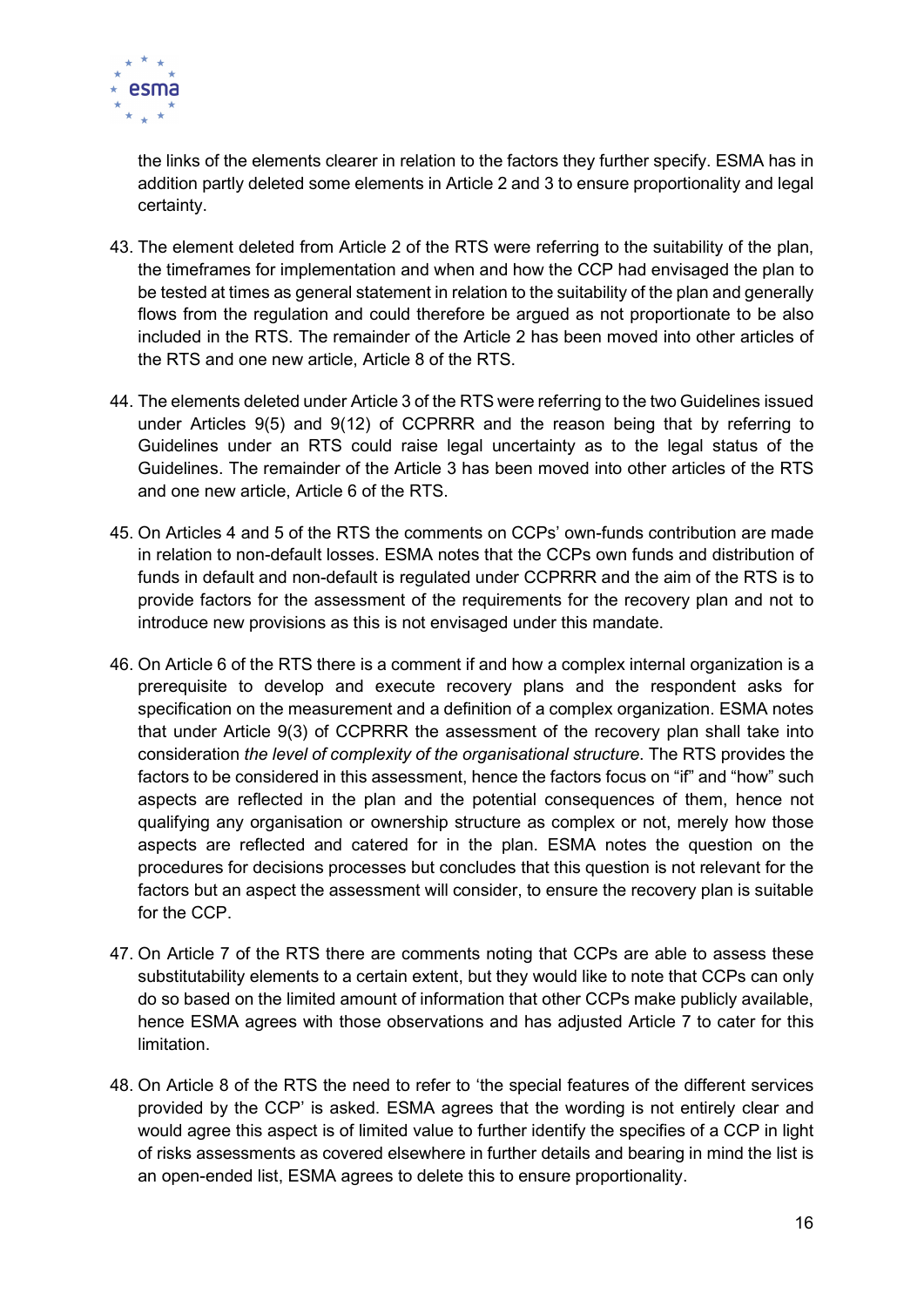the links of the elements clearer in relation to the factors they further specify. ESMA has in addition partly deleted some elements in Article 2 and 3 to ensure proportionality and legal certainty.

43. The element deleted from Article 2 of the RTS were referring to the suitability of the plan, the timeframes for implementation and when and how the CCP had envisaged the plan to be tested at times as general statement in relation to the suitability of the plan and generally flows from the regulation and could therefore be argued as not proportionate to be also included in the RTS. The remainder of the Article 2 has been moved into other articles of the RTS and one new article, Article 8 of the RTS.

44. The elements deleted under Article 3 of the RTS were referring to the two Guidelines issued under Articles 9(5) and 9(12) of CCPRRR and the reason being that by referring to Guidelines under an RTS could raise legal uncertainty as to the legal status of the Guidelines. The remainder of the Article 3 has been moved into other articles of the RTS and one new article, Article 6 of the RTS.

45. On Articles 4 and 5 of the RTS the comments on CCPs' own-funds contribution are made in relation to non-default losses. ESMA notes that the CCPs own funds and distribution of funds in default and non-default is regulated under CCPRRR and the aim of the RTS is to provide factors for the assessment of the requirements for the recovery plan and not to introduce new provisions as this is not envisaged under this mandate.

46. On Article 6 of the RTS there is a comment if and how a complex internal organization is a prerequisite to develop and execute recovery plans and the respondent asks for specification on the measurement and a definition of a complex organization. ESMA notes that under Article 9(3) of CCPRRR the assessment of the recovery plan shall take into consideration *the level of complexity of the organisational structure*. The RTS provides the factors to be considered in this assessment, hence the factors focus on "if" and "how" such aspects are reflected in the plan and the potential consequences of them, hence not qualifying any organisation or ownership structure as complex or not, merely how those aspects are reflected and catered for in the plan. ESMA notes the question on the procedures for decisions processes but concludes that this question is not relevant for the factors but an aspect the assessment will consider, to ensure the recovery plan is suitable for the CCP.

47. On Article 7 of the RTS there are comments noting that CCPs are able to assess these substitutability elements to a certain extent, but they would like to note that CCPs can only do so based on the limited amount of information that other CCPs make publicly available, hence ESMA agrees with those observations and has adjusted Article 7 to cater for this limitation.

48. On Article 8 of the RTS the need to refer to 'the special features of the different services provided by the CCP' is asked. ESMA agrees that the wording is not entirely clear and would agree this aspect is of limited value to further identify the specifies of a CCP in light of risks assessments as covered elsewhere in further details and bearing in mind the list is an open-ended list, ESMA agrees to delete this to ensure proportionality.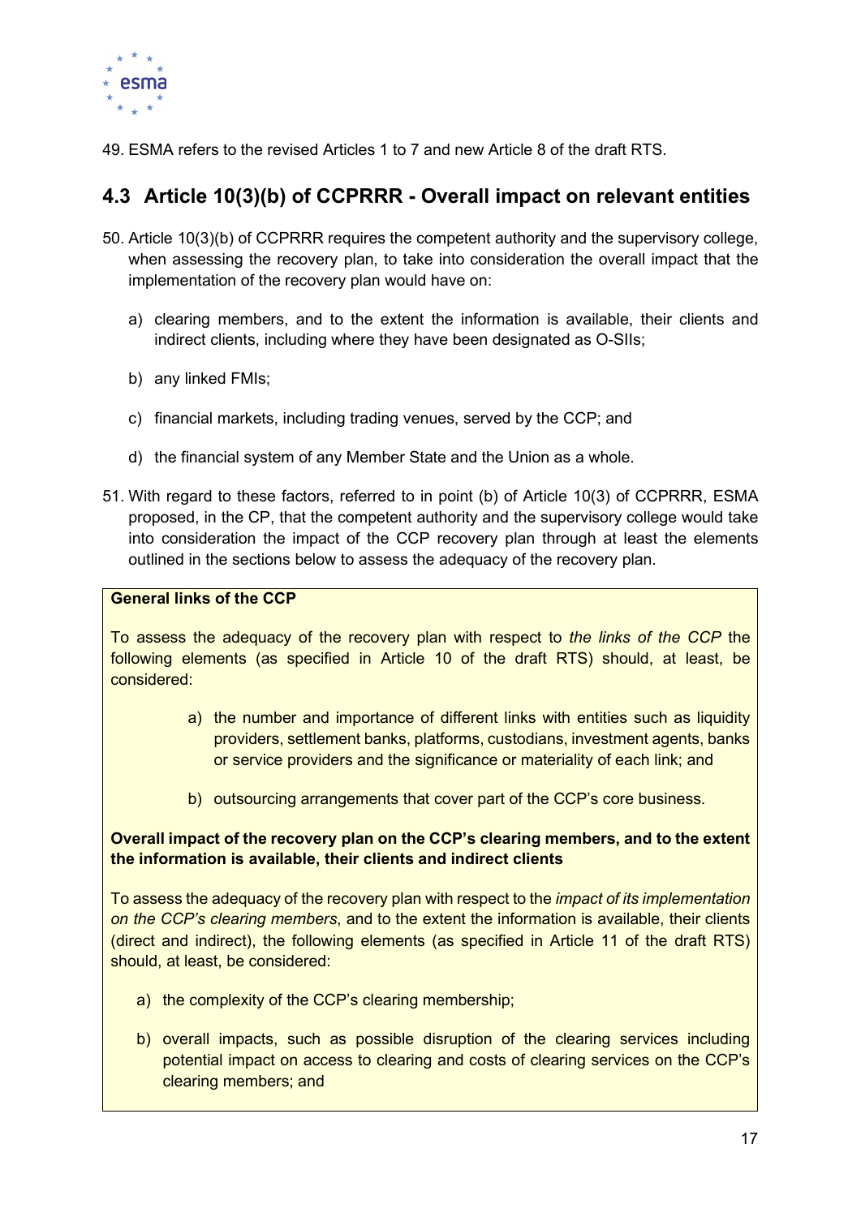49. ESMA refers to the revised Articles 1 to 7 and new Article 8 of the draft RTS.

## 4.3 Article 10(3)(b) of CCPRRR - Overall impact on relevant entities

50. Article 10(3)(b) of CCPRRR requires the competent authority and the supervisory college, when assessing the recovery plan, to take into consideration the overall impact that the implementation of the recovery plan would have on:

    a) clearing members, and to the extent the information is available, their clients and indirect clients, including where they have been designated as O-SIIs;

    b) any linked FMIs;

    c) financial markets, including trading venues, served by the CCP; and

    d) the financial system of any Member State and the Union as a whole.

51. With regard to these factors, referred to in point (b) of Article 10(3) of CCPRRR, ESMA proposed, in the CP, that the competent authority and the supervisory college would take into consideration the impact of the CCP recovery plan through at least the elements outlined in the sections below to assess the adequacy of the recovery plan.

**General links of the CCP**

To assess the adequacy of the recovery plan with respect to *the links of the CCP* the following elements (as specified in Article 10 of the draft RTS) should, at least, be considered:

a) the number and importance of different links with entities such as liquidity providers, settlement banks, platforms, custodians, investment agents, banks or service providers and the significance or materiality of each link; and

b) outsourcing arrangements that cover part of the CCP's core business.

**Overall impact of the recovery plan on the CCP's clearing members, and to the extent the information is available, their clients and indirect clients**

To assess the adequacy of the recovery plan with respect to the *impact of its implementation on the CCP's clearing members*, and to the extent the information is available, their clients (direct and indirect), the following elements (as specified in Article 11 of the draft RTS) should, at least, be considered:

a) the complexity of the CCP's clearing membership;

b) overall impacts, such as possible disruption of the clearing services including potential impact on access to clearing and costs of clearing services on the CCP's clearing members; and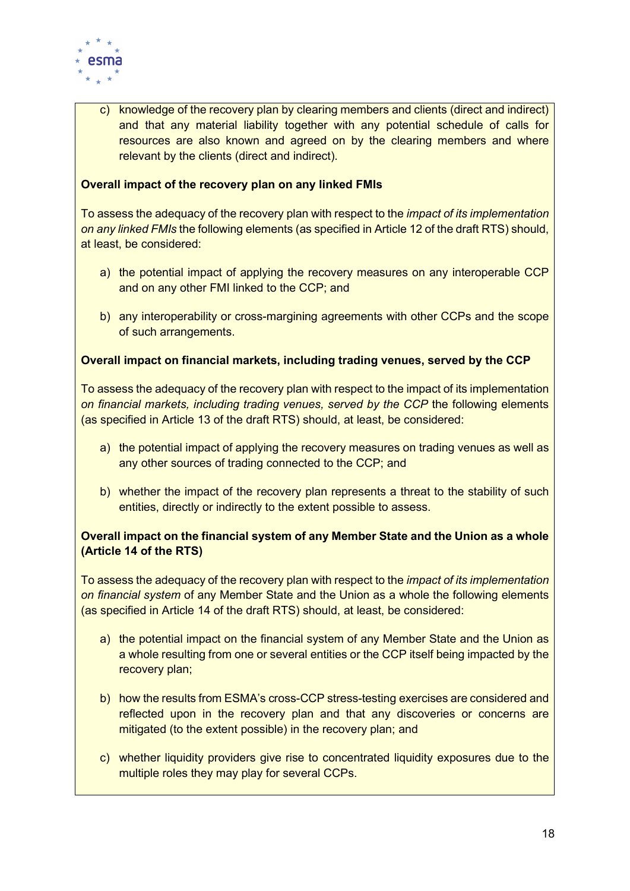c) knowledge of the recovery plan by clearing members and clients (direct and indirect) and that any material liability together with any potential schedule of calls for resources are also known and agreed on by the clearing members and where relevant by the clients (direct and indirect).

**Overall impact of the recovery plan on any linked FMIs**

To assess the adequacy of the recovery plan with respect to the *impact of its implementation on any linked FMIs* the following elements (as specified in Article 12 of the draft RTS) should, at least, be considered:

a) the potential impact of applying the recovery measures on any interoperable CCP and on any other FMI linked to the CCP; and

b) any interoperability or cross-margining agreements with other CCPs and the scope of such arrangements.

**Overall impact on financial markets, including trading venues, served by the CCP**

To assess the adequacy of the recovery plan with respect to the impact of its implementation *on financial markets, including trading venues, served by the CCP* the following elements (as specified in Article 13 of the draft RTS) should, at least, be considered:

a) the potential impact of applying the recovery measures on trading venues as well as any other sources of trading connected to the CCP; and

b) whether the impact of the recovery plan represents a threat to the stability of such entities, directly or indirectly to the extent possible to assess.

**Overall impact on the financial system of any Member State and the Union as a whole (Article 14 of the RTS)**

To assess the adequacy of the recovery plan with respect to the *impact of its implementation on financial system* of any Member State and the Union as a whole the following elements (as specified in Article 14 of the draft RTS) should, at least, be considered:

a) the potential impact on the financial system of any Member State and the Union as a whole resulting from one or several entities or the CCP itself being impacted by the recovery plan;

b) how the results from ESMA's cross-CCP stress-testing exercises are considered and reflected upon in the recovery plan and that any discoveries or concerns are mitigated (to the extent possible) in the recovery plan; and

c) whether liquidity providers give rise to concentrated liquidity exposures due to the multiple roles they may play for several CCPs.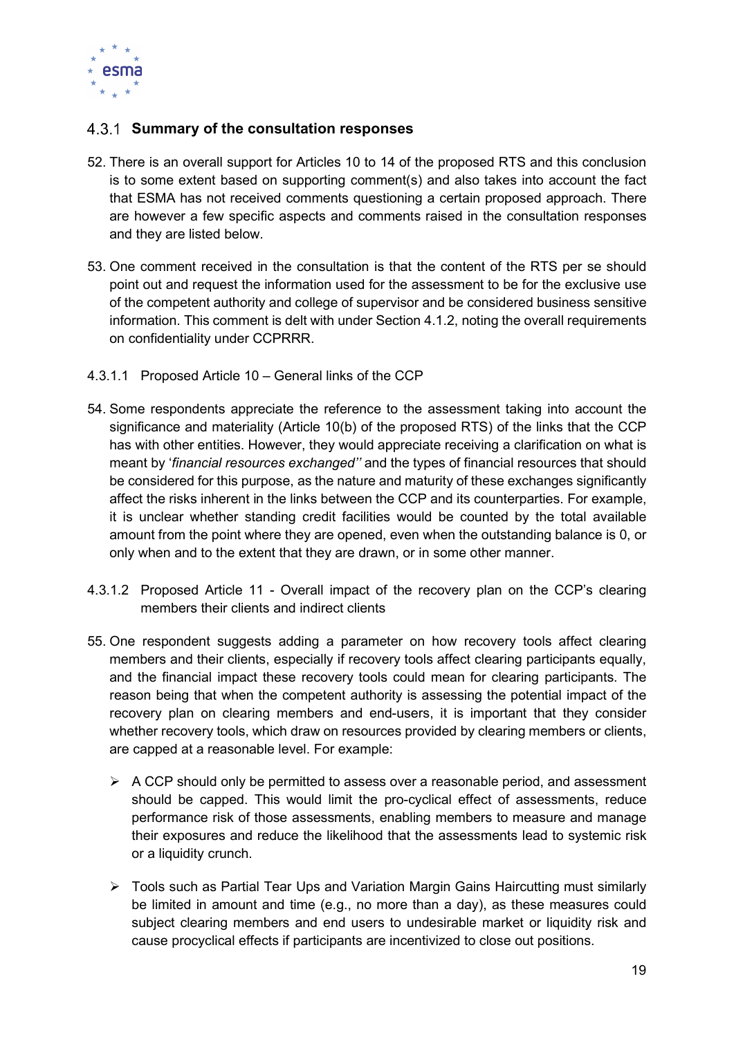### 4.3.1 Summary of the consultation responses

52. There is an overall support for Articles 10 to 14 of the proposed RTS and this conclusion is to some extent based on supporting comment(s) and also takes into account the fact that ESMA has not received comments questioning a certain proposed approach. There are however a few specific aspects and comments raised in the consultation responses and they are listed below.

53. One comment received in the consultation is that the content of the RTS per se should point out and request the information used for the assessment to be for the exclusive use of the competent authority and college of supervisor and be considered business sensitive information. This comment is delt with under Section 4.1.2, noting the overall requirements on confidentiality under CCPRRR.

#### 4.3.1.1 Proposed Article 10 – General links of the CCP

54. Some respondents appreciate the reference to the assessment taking into account the significance and materiality (Article 10(b) of the proposed RTS) of the links that the CCP has with other entities. However, they would appreciate receiving a clarification on what is meant by '*financial resources exchanged''* and the types of financial resources that should be considered for this purpose, as the nature and maturity of these exchanges significantly affect the risks inherent in the links between the CCP and its counterparties. For example, it is unclear whether standing credit facilities would be counted by the total available amount from the point where they are opened, even when the outstanding balance is 0, or only when and to the extent that they are drawn, or in some other manner.

#### 4.3.1.2 Proposed Article 11 - Overall impact of the recovery plan on the CCP's clearing members their clients and indirect clients

55. One respondent suggests adding a parameter on how recovery tools affect clearing members and their clients, especially if recovery tools affect clearing participants equally, and the financial impact these recovery tools could mean for clearing participants. The reason being that when the competent authority is assessing the potential impact of the recovery plan on clearing members and end-users, it is important that they consider whether recovery tools, which draw on resources provided by clearing members or clients, are capped at a reasonable level. For example:

    - A CCP should only be permitted to assess over a reasonable period, and assessment should be capped. This would limit the pro-cyclical effect of assessments, reduce performance risk of those assessments, enabling members to measure and manage their exposures and reduce the likelihood that the assessments lead to systemic risk or a liquidity crunch.

    - Tools such as Partial Tear Ups and Variation Margin Gains Haircutting must similarly be limited in amount and time (e.g., no more than a day), as these measures could subject clearing members and end users to undesirable market or liquidity risk and cause procyclical effects if participants are incentivized to close out positions.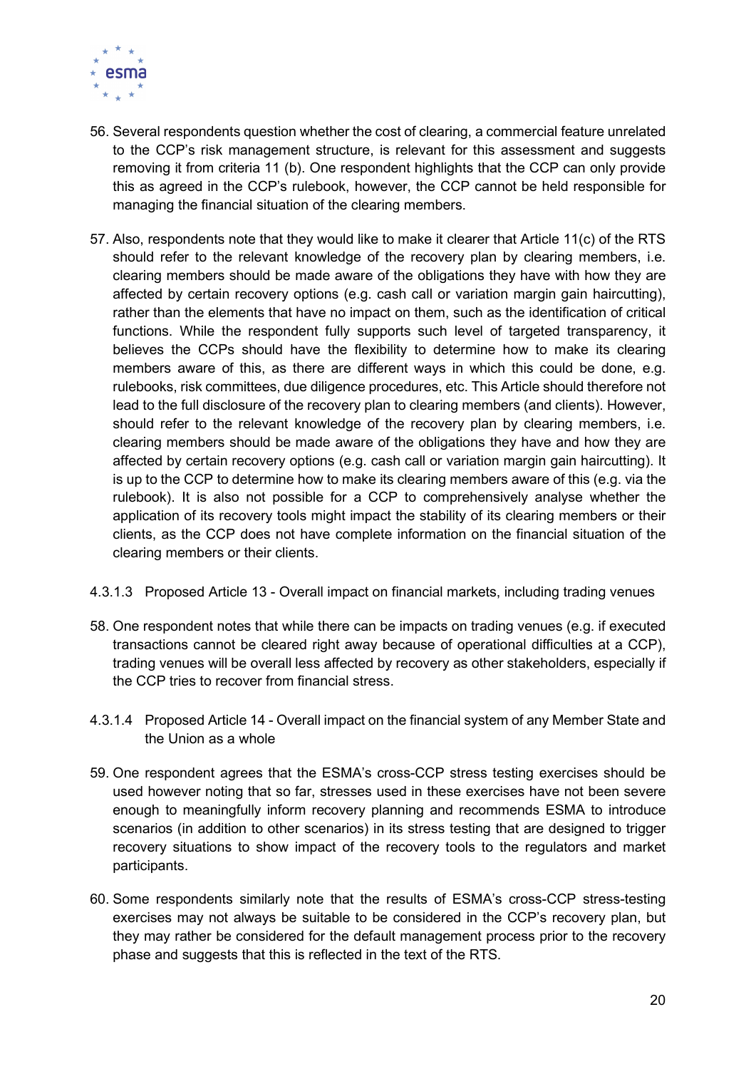56. Several respondents question whether the cost of clearing, a commercial feature unrelated to the CCP's risk management structure, is relevant for this assessment and suggests removing it from criteria 11 (b). One respondent highlights that the CCP can only provide this as agreed in the CCP's rulebook, however, the CCP cannot be held responsible for managing the financial situation of the clearing members.

57. Also, respondents note that they would like to make it clearer that Article 11(c) of the RTS should refer to the relevant knowledge of the recovery plan by clearing members, i.e. clearing members should be made aware of the obligations they have with how they are affected by certain recovery options (e.g. cash call or variation margin gain haircutting), rather than the elements that have no impact on them, such as the identification of critical functions. While the respondent fully supports such level of targeted transparency, it believes the CCPs should have the flexibility to determine how to make its clearing members aware of this, as there are different ways in which this could be done, e.g. rulebooks, risk committees, due diligence procedures, etc. This Article should therefore not lead to the full disclosure of the recovery plan to clearing members (and clients). However, should refer to the relevant knowledge of the recovery plan by clearing members, i.e. clearing members should be made aware of the obligations they have and how they are affected by certain recovery options (e.g. cash call or variation margin gain haircutting). It is up to the CCP to determine how to make its clearing members aware of this (e.g. via the rulebook). It is also not possible for a CCP to comprehensively analyse whether the application of its recovery tools might impact the stability of its clearing members or their clients, as the CCP does not have complete information on the financial situation of the clearing members or their clients.

#### 4.3.1.3 Proposed Article 13 - Overall impact on financial markets, including trading venues

58. One respondent notes that while there can be impacts on trading venues (e.g. if executed transactions cannot be cleared right away because of operational difficulties at a CCP), trading venues will be overall less affected by recovery as other stakeholders, especially if the CCP tries to recover from financial stress.

#### 4.3.1.4 Proposed Article 14 - Overall impact on the financial system of any Member State and the Union as a whole

59. One respondent agrees that the ESMA's cross-CCP stress testing exercises should be used however noting that so far, stresses used in these exercises have not been severe enough to meaningfully inform recovery planning and recommends ESMA to introduce scenarios (in addition to other scenarios) in its stress testing that are designed to trigger recovery situations to show impact of the recovery tools to the regulators and market participants.

60. Some respondents similarly note that the results of ESMA's cross-CCP stress-testing exercises may not always be suitable to be considered in the CCP's recovery plan, but they may rather be considered for the default management process prior to the recovery phase and suggests that this is reflected in the text of the RTS.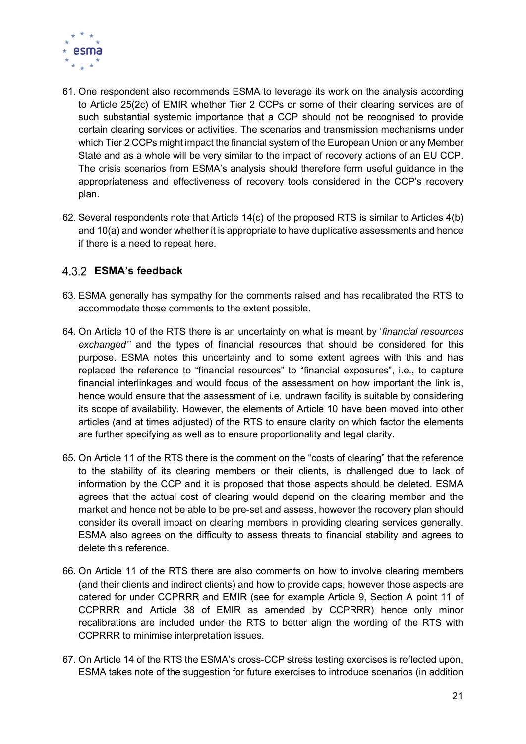61. One respondent also recommends ESMA to leverage its work on the analysis according to Article 25(2c) of EMIR whether Tier 2 CCPs or some of their clearing services are of such substantial systemic importance that a CCP should not be recognised to provide certain clearing services or activities. The scenarios and transmission mechanisms under which Tier 2 CCPs might impact the financial system of the European Union or any Member State and as a whole will be very similar to the impact of recovery actions of an EU CCP. The crisis scenarios from ESMA's analysis should therefore form useful guidance in the appropriateness and effectiveness of recovery tools considered in the CCP's recovery plan.

62. Several respondents note that Article 14(c) of the proposed RTS is similar to Articles 4(b) and 10(a) and wonder whether it is appropriate to have duplicative assessments and hence if there is a need to repeat here.

### 4.3.2 ESMA's feedback

63. ESMA generally has sympathy for the comments raised and has recalibrated the RTS to accommodate those comments to the extent possible.

64. On Article 10 of the RTS there is an uncertainty on what is meant by '*financial resources exchanged''* and the types of financial resources that should be considered for this purpose. ESMA notes this uncertainty and to some extent agrees with this and has replaced the reference to "financial resources" to "financial exposures", i.e., to capture financial interlinkages and would focus of the assessment on how important the link is, hence would ensure that the assessment of i.e. undrawn facility is suitable by considering its scope of availability. However, the elements of Article 10 have been moved into other articles (and at times adjusted) of the RTS to ensure clarity on which factor the elements are further specifying as well as to ensure proportionality and legal clarity.

65. On Article 11 of the RTS there is the comment on the "costs of clearing" that the reference to the stability of its clearing members or their clients, is challenged due to lack of information by the CCP and it is proposed that those aspects should be deleted. ESMA agrees that the actual cost of clearing would depend on the clearing member and the market and hence not be able to be pre-set and assess, however the recovery plan should consider its overall impact on clearing members in providing clearing services generally. ESMA also agrees on the difficulty to assess threats to financial stability and agrees to delete this reference.

66. On Article 11 of the RTS there are also comments on how to involve clearing members (and their clients and indirect clients) and how to provide caps, however those aspects are catered for under CCPRRR and EMIR (see for example Article 9, Section A point 11 of CCPRRR and Article 38 of EMIR as amended by CCPRRR) hence only minor recalibrations are included under the RTS to better align the wording of the RTS with CCPRRR to minimise interpretation issues.

67. On Article 14 of the RTS the ESMA's cross-CCP stress testing exercises is reflected upon, ESMA takes note of the suggestion for future exercises to introduce scenarios (in addition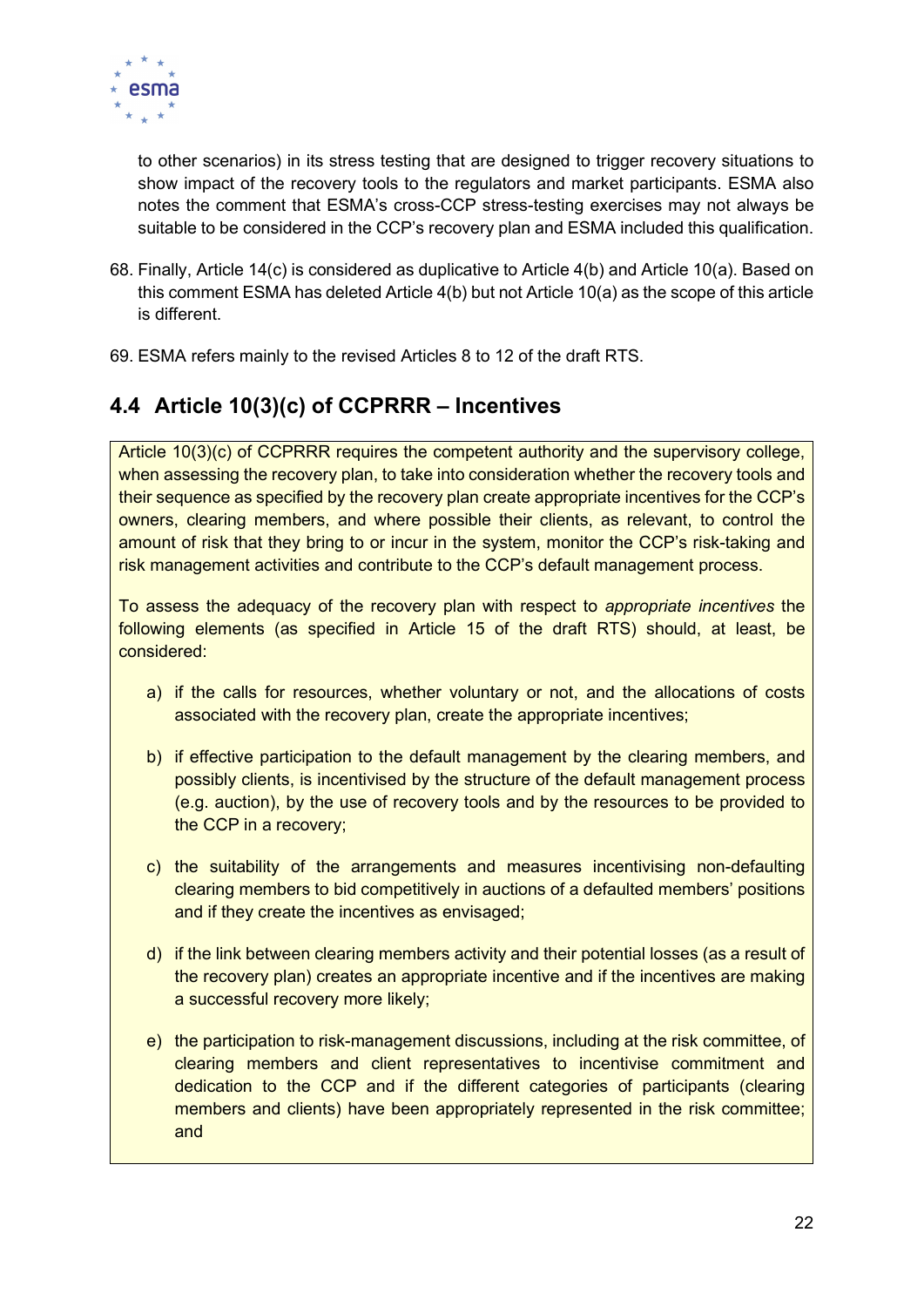to other scenarios) in its stress testing that are designed to trigger recovery situations to show impact of the recovery tools to the regulators and market participants. ESMA also notes the comment that ESMA's cross-CCP stress-testing exercises may not always be suitable to be considered in the CCP's recovery plan and ESMA included this qualification.

68. Finally, Article 14(c) is considered as duplicative to Article 4(b) and Article 10(a). Based on this comment ESMA has deleted Article 4(b) but not Article 10(a) as the scope of this article is different.

69. ESMA refers mainly to the revised Articles 8 to 12 of the draft RTS.

## 4.4 Article 10(3)(c) of CCPRRR – Incentives

Article 10(3)(c) of CCPRRR requires the competent authority and the supervisory college, when assessing the recovery plan, to take into consideration whether the recovery tools and their sequence as specified by the recovery plan create appropriate incentives for the CCP's owners, clearing members, and where possible their clients, as relevant, to control the amount of risk that they bring to or incur in the system, monitor the CCP's risk-taking and risk management activities and contribute to the CCP's default management process.

To assess the adequacy of the recovery plan with respect to *appropriate incentives* the following elements (as specified in Article 15 of the draft RTS) should, at least, be considered:

a) if the calls for resources, whether voluntary or not, and the allocations of costs associated with the recovery plan, create the appropriate incentives;

b) if effective participation to the default management by the clearing members, and possibly clients, is incentivised by the structure of the default management process (e.g. auction), by the use of recovery tools and by the resources to be provided to the CCP in a recovery;

c) the suitability of the arrangements and measures incentivising non-defaulting clearing members to bid competitively in auctions of a defaulted members' positions and if they create the incentives as envisaged;

d) if the link between clearing members activity and their potential losses (as a result of the recovery plan) creates an appropriate incentive and if the incentives are making a successful recovery more likely;

e) the participation to risk-management discussions, including at the risk committee, of clearing members and client representatives to incentivise commitment and dedication to the CCP and if the different categories of participants (clearing members and clients) have been appropriately represented in the risk committee; and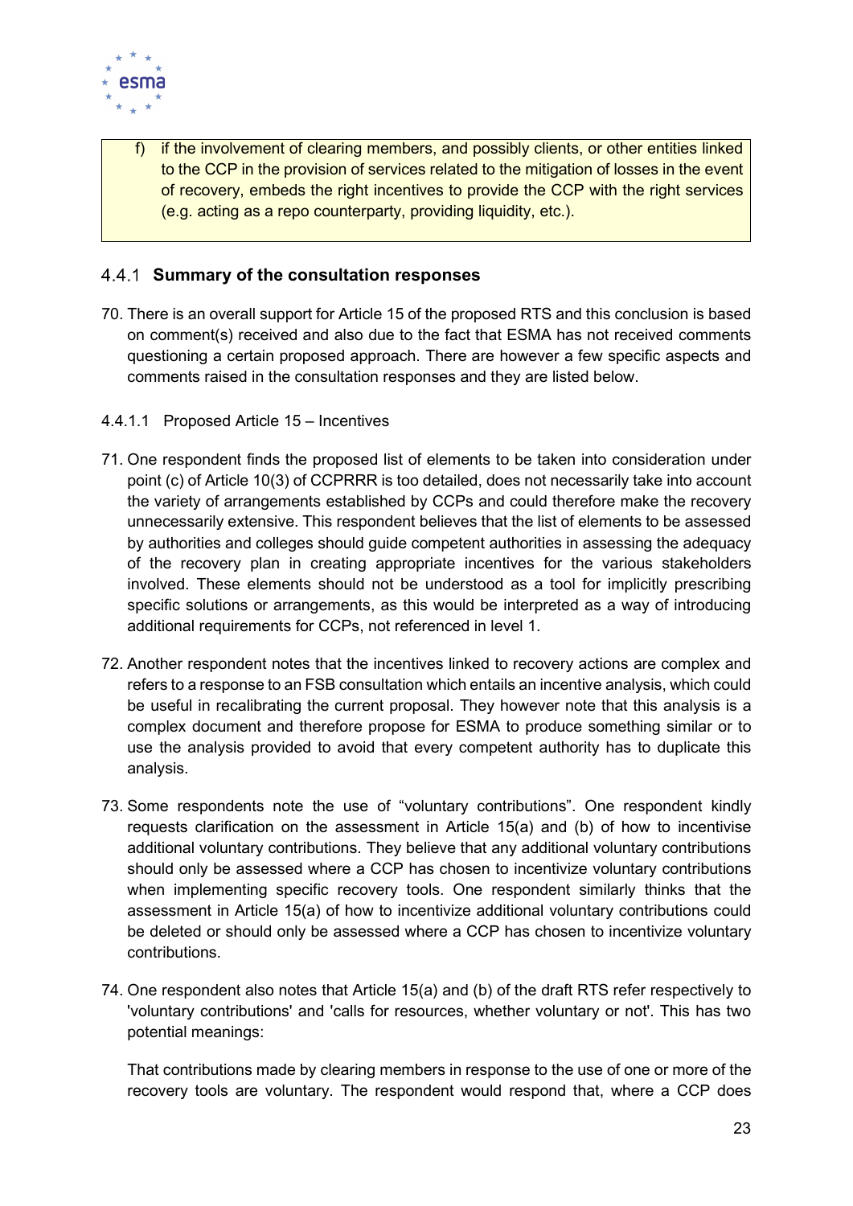f) if the involvement of clearing members, and possibly clients, or other entities linked to the CCP in the provision of services related to the mitigation of losses in the event of recovery, embeds the right incentives to provide the CCP with the right services (e.g. acting as a repo counterparty, providing liquidity, etc.).

### 4.4.1 Summary of the consultation responses

70. There is an overall support for Article 15 of the proposed RTS and this conclusion is based on comment(s) received and also due to the fact that ESMA has not received comments questioning a certain proposed approach. There are however a few specific aspects and comments raised in the consultation responses and they are listed below.

#### 4.4.1.1 Proposed Article 15 – Incentives

71. One respondent finds the proposed list of elements to be taken into consideration under point (c) of Article 10(3) of CCPRRR is too detailed, does not necessarily take into account the variety of arrangements established by CCPs and could therefore make the recovery unnecessarily extensive. This respondent believes that the list of elements to be assessed by authorities and colleges should guide competent authorities in assessing the adequacy of the recovery plan in creating appropriate incentives for the various stakeholders involved. These elements should not be understood as a tool for implicitly prescribing specific solutions or arrangements, as this would be interpreted as a way of introducing additional requirements for CCPs, not referenced in level 1.

72. Another respondent notes that the incentives linked to recovery actions are complex and refers to a response to an FSB consultation which entails an incentive analysis, which could be useful in recalibrating the current proposal. They however note that this analysis is a complex document and therefore propose for ESMA to produce something similar or to use the analysis provided to avoid that every competent authority has to duplicate this analysis.

73. Some respondents note the use of "voluntary contributions". One respondent kindly requests clarification on the assessment in Article 15(a) and (b) of how to incentivise additional voluntary contributions. They believe that any additional voluntary contributions should only be assessed where a CCP has chosen to incentivize voluntary contributions when implementing specific recovery tools. One respondent similarly thinks that the assessment in Article 15(a) of how to incentivize additional voluntary contributions could be deleted or should only be assessed where a CCP has chosen to incentivize voluntary contributions.

74. One respondent also notes that Article 15(a) and (b) of the draft RTS refer respectively to 'voluntary contributions' and 'calls for resources, whether voluntary or not'. This has two potential meanings:

    That contributions made by clearing members in response to the use of one or more of the recovery tools are voluntary. The respondent would respond that, where a CCP does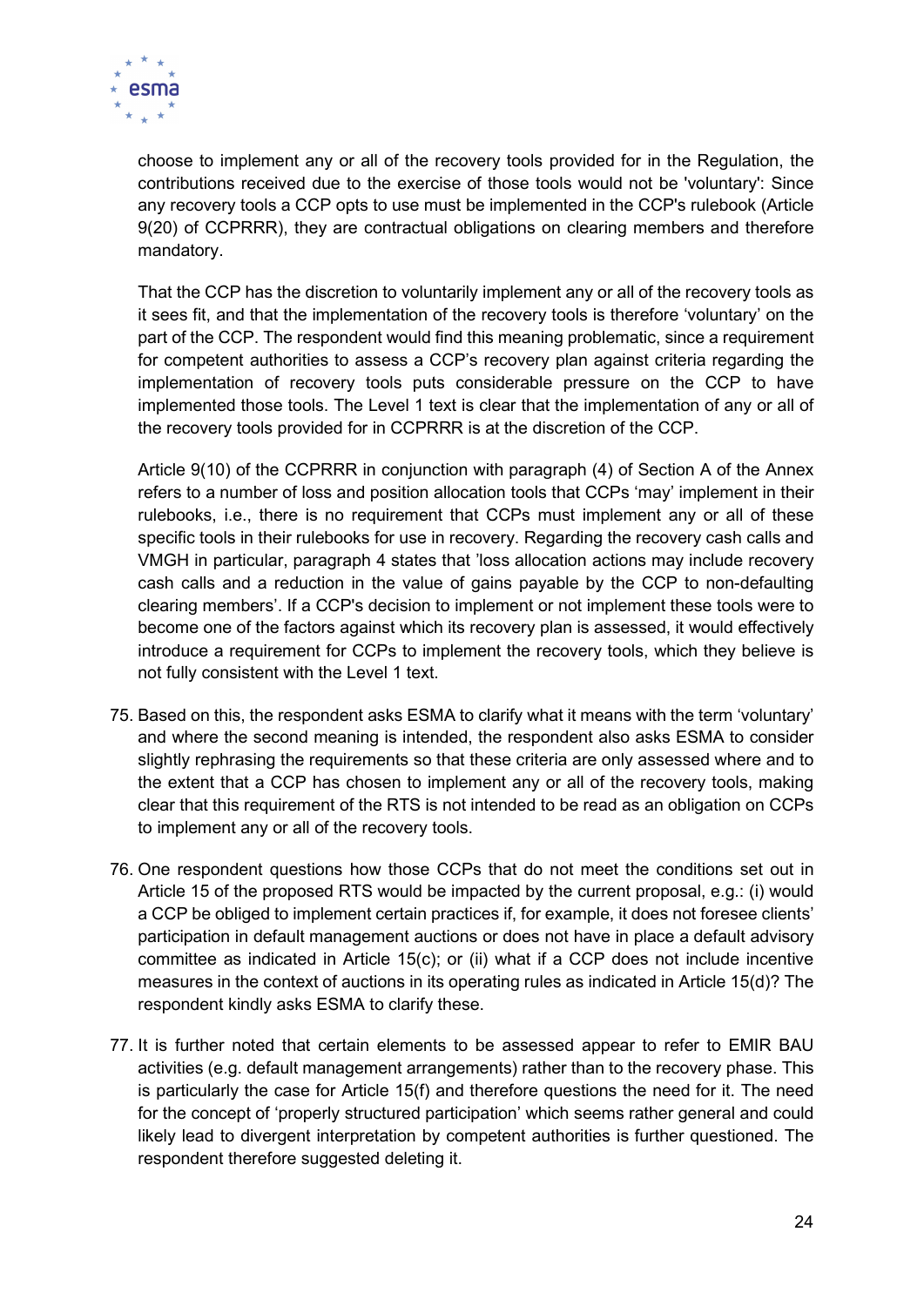choose to implement any or all of the recovery tools provided for in the Regulation, the contributions received due to the exercise of those tools would not be 'voluntary': Since any recovery tools a CCP opts to use must be implemented in the CCP's rulebook (Article 9(20) of CCPRRR), they are contractual obligations on clearing members and therefore mandatory.

That the CCP has the discretion to voluntarily implement any or all of the recovery tools as it sees fit, and that the implementation of the recovery tools is therefore 'voluntary' on the part of the CCP. The respondent would find this meaning problematic, since a requirement for competent authorities to assess a CCP's recovery plan against criteria regarding the implementation of recovery tools puts considerable pressure on the CCP to have implemented those tools. The Level 1 text is clear that the implementation of any or all of the recovery tools provided for in CCPRRR is at the discretion of the CCP.

Article 9(10) of the CCPRRR in conjunction with paragraph (4) of Section A of the Annex refers to a number of loss and position allocation tools that CCPs 'may' implement in their rulebooks, i.e., there is no requirement that CCPs must implement any or all of these specific tools in their rulebooks for use in recovery. Regarding the recovery cash calls and VMGH in particular, paragraph 4 states that 'loss allocation actions may include recovery cash calls and a reduction in the value of gains payable by the CCP to non-defaulting clearing members'. If a CCP's decision to implement or not implement these tools were to become one of the factors against which its recovery plan is assessed, it would effectively introduce a requirement for CCPs to implement the recovery tools, which they believe is not fully consistent with the Level 1 text.

75. Based on this, the respondent asks ESMA to clarify what it means with the term 'voluntary' and where the second meaning is intended, the respondent also asks ESMA to consider slightly rephrasing the requirements so that these criteria are only assessed where and to the extent that a CCP has chosen to implement any or all of the recovery tools, making clear that this requirement of the RTS is not intended to be read as an obligation on CCPs to implement any or all of the recovery tools.

76. One respondent questions how those CCPs that do not meet the conditions set out in Article 15 of the proposed RTS would be impacted by the current proposal, e.g.: (i) would a CCP be obliged to implement certain practices if, for example, it does not foresee clients' participation in default management auctions or does not have in place a default advisory committee as indicated in Article 15(c); or (ii) what if a CCP does not include incentive measures in the context of auctions in its operating rules as indicated in Article 15(d)? The respondent kindly asks ESMA to clarify these.

77. It is further noted that certain elements to be assessed appear to refer to EMIR BAU activities (e.g. default management arrangements) rather than to the recovery phase. This is particularly the case for Article 15(f) and therefore questions the need for it. The need for the concept of 'properly structured participation' which seems rather general and could likely lead to divergent interpretation by competent authorities is further questioned. The respondent therefore suggested deleting it.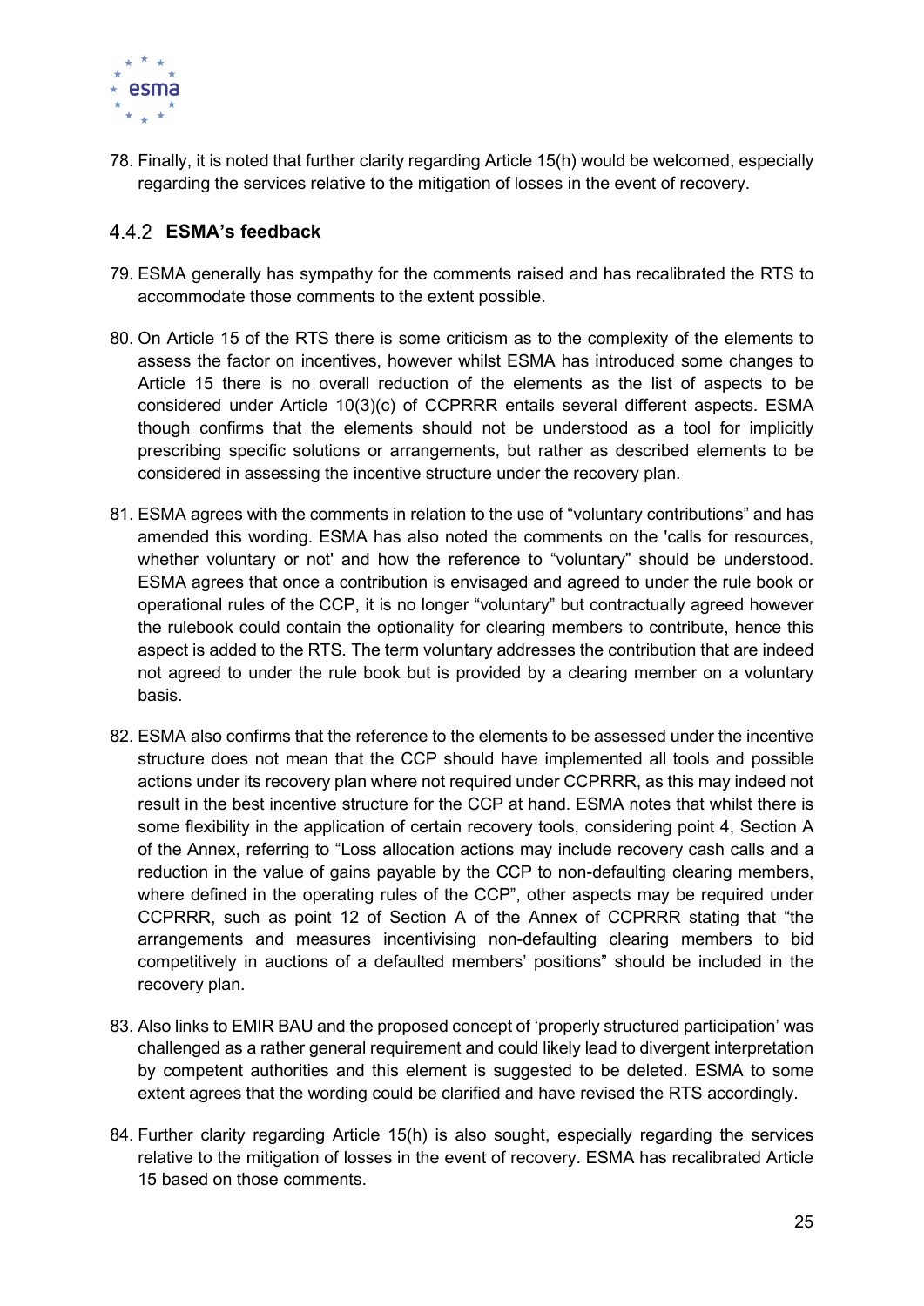78. Finally, it is noted that further clarity regarding Article 15(h) would be welcomed, especially regarding the services relative to the mitigation of losses in the event of recovery.

### 4.4.2 ESMA's feedback

79. ESMA generally has sympathy for the comments raised and has recalibrated the RTS to accommodate those comments to the extent possible.

80. On Article 15 of the RTS there is some criticism as to the complexity of the elements to assess the factor on incentives, however whilst ESMA has introduced some changes to Article 15 there is no overall reduction of the elements as the list of aspects to be considered under Article 10(3)(c) of CCPRRR entails several different aspects. ESMA though confirms that the elements should not be understood as a tool for implicitly prescribing specific solutions or arrangements, but rather as described elements to be considered in assessing the incentive structure under the recovery plan.

81. ESMA agrees with the comments in relation to the use of "voluntary contributions" and has amended this wording. ESMA has also noted the comments on the 'calls for resources, whether voluntary or not' and how the reference to "voluntary" should be understood. ESMA agrees that once a contribution is envisaged and agreed to under the rule book or operational rules of the CCP, it is no longer "voluntary" but contractually agreed however the rulebook could contain the optionality for clearing members to contribute, hence this aspect is added to the RTS. The term voluntary addresses the contribution that are indeed not agreed to under the rule book but is provided by a clearing member on a voluntary basis.

82. ESMA also confirms that the reference to the elements to be assessed under the incentive structure does not mean that the CCP should have implemented all tools and possible actions under its recovery plan where not required under CCPRRR, as this may indeed not result in the best incentive structure for the CCP at hand. ESMA notes that whilst there is some flexibility in the application of certain recovery tools, considering point 4, Section A of the Annex, referring to "Loss allocation actions may include recovery cash calls and a reduction in the value of gains payable by the CCP to non-defaulting clearing members, where defined in the operating rules of the CCP", other aspects may be required under CCPRRR, such as point 12 of Section A of the Annex of CCPRRR stating that "the arrangements and measures incentivising non-defaulting clearing members to bid competitively in auctions of a defaulted members' positions" should be included in the recovery plan.

83. Also links to EMIR BAU and the proposed concept of 'properly structured participation' was challenged as a rather general requirement and could likely lead to divergent interpretation by competent authorities and this element is suggested to be deleted. ESMA to some extent agrees that the wording could be clarified and have revised the RTS accordingly.

84. Further clarity regarding Article 15(h) is also sought, especially regarding the services relative to the mitigation of losses in the event of recovery. ESMA has recalibrated Article 15 based on those comments.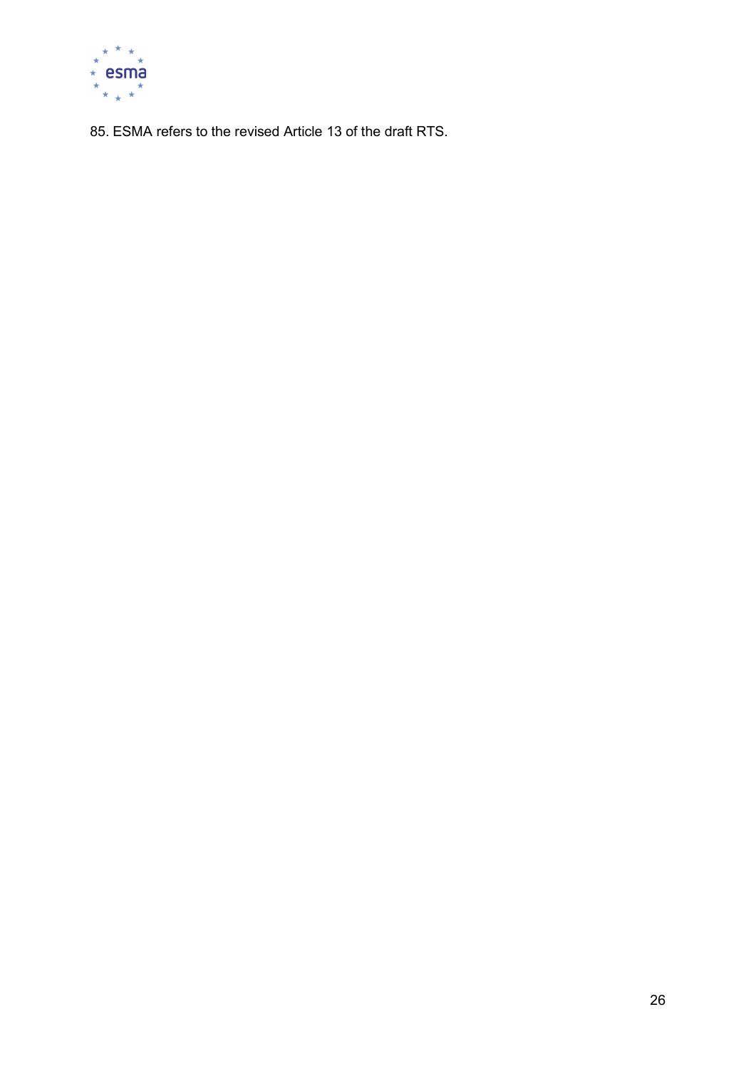85. ESMA refers to the revised Article 13 of the draft RTS.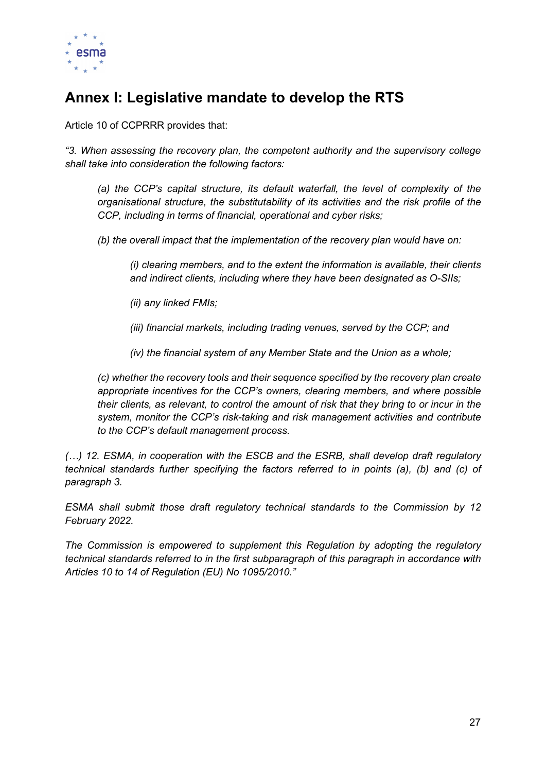# Annex I: Legislative mandate to develop the RTS

Article 10 of CCPRRR provides that:

*“3. When assessing the recovery plan, the competent authority and the supervisory college shall take into consideration the following factors:*

> *(a) the CCP’s capital structure, its default waterfall, the level of complexity of the organisational structure, the substitutability of its activities and the risk profile of the CCP, including in terms of financial, operational and cyber risks;*
>
> *(b) the overall impact that the implementation of the recovery plan would have on:*
>
> > *(i) clearing members, and to the extent the information is available, their clients and indirect clients, including where they have been designated as O-SIIs;*
> >
> > *(ii) any linked FMIs;*
> >
> > *(iii) financial markets, including trading venues, served by the CCP; and*
> >
> > *(iv) the financial system of any Member State and the Union as a whole;*
>
> *(c) whether the recovery tools and their sequence specified by the recovery plan create appropriate incentives for the CCP’s owners, clearing members, and where possible their clients, as relevant, to control the amount of risk that they bring to or incur in the system, monitor the CCP’s risk-taking and risk management activities and contribute to the CCP’s default management process.*

*(…) 12. ESMA, in cooperation with the ESCB and the ESRB, shall develop draft regulatory technical standards further specifying the factors referred to in points (a), (b) and (c) of paragraph 3.*

*ESMA shall submit those draft regulatory technical standards to the Commission by 12 February 2022.*

*The Commission is empowered to supplement this Regulation by adopting the regulatory technical standards referred to in the first subparagraph of this paragraph in accordance with Articles 10 to 14 of Regulation (EU) No 1095/2010.”*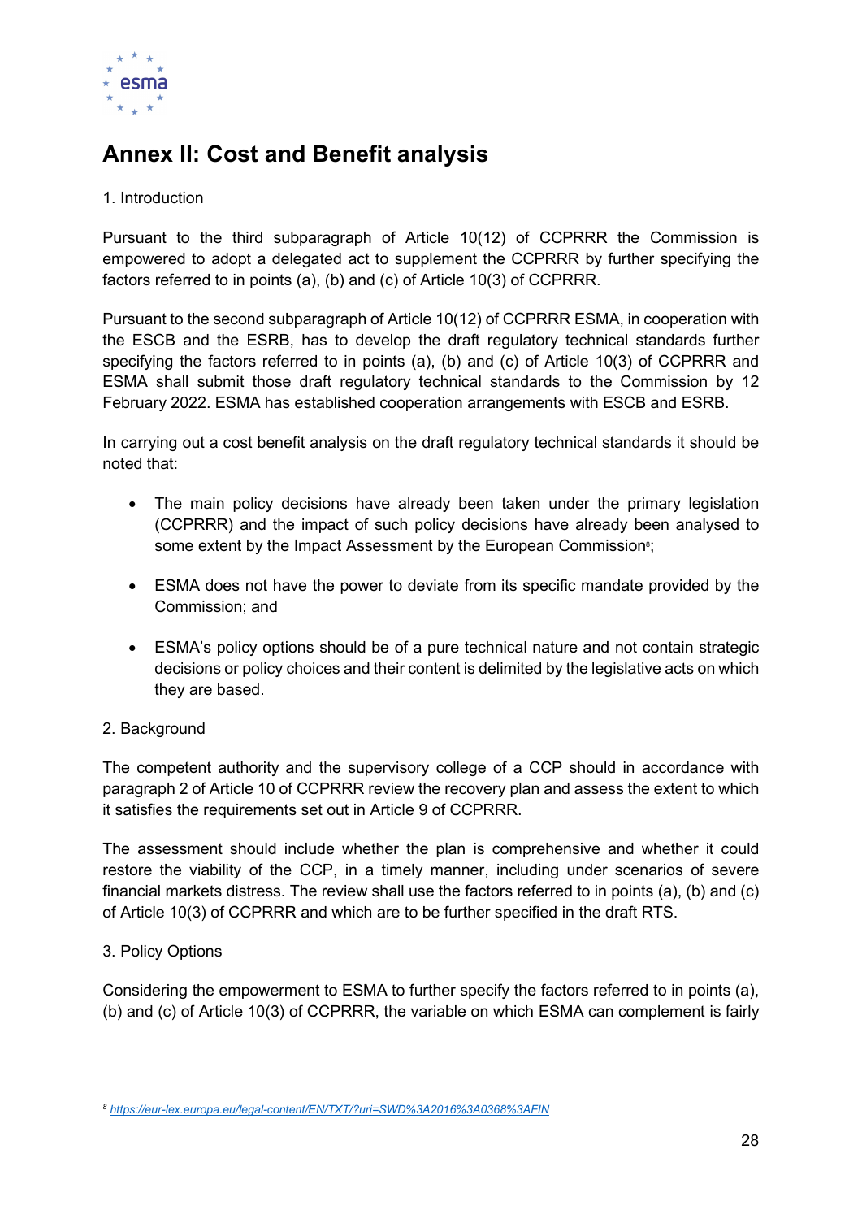# Annex II: Cost and Benefit analysis

1. Introduction

Pursuant to the third subparagraph of Article 10(12) of CCPRRR the Commission is empowered to adopt a delegated act to supplement the CCPRRR by further specifying the factors referred to in points (a), (b) and (c) of Article 10(3) of CCPRRR.

Pursuant to the second subparagraph of Article 10(12) of CCPRRR ESMA, in cooperation with the ESCB and the ESRB, has to develop the draft regulatory technical standards further specifying the factors referred to in points (a), (b) and (c) of Article 10(3) of CCPRRR and ESMA shall submit those draft regulatory technical standards to the Commission by 12 February 2022. ESMA has established cooperation arrangements with ESCB and ESRB.

In carrying out a cost benefit analysis on the draft regulatory technical standards it should be noted that:

- The main policy decisions have already been taken under the primary legislation (CCPRRR) and the impact of such policy decisions have already been analysed to some extent by the Impact Assessment by the European Commission[8];

- ESMA does not have the power to deviate from its specific mandate provided by the Commission; and

- ESMA's policy options should be of a pure technical nature and not contain strategic decisions or policy choices and their content is delimited by the legislative acts on which they are based.

2. Background

The competent authority and the supervisory college of a CCP should in accordance with paragraph 2 of Article 10 of CCPRRR review the recovery plan and assess the extent to which it satisfies the requirements set out in Article 9 of CCPRRR.

The assessment should include whether the plan is comprehensive and whether it could restore the viability of the CCP, in a timely manner, including under scenarios of severe financial markets distress. The review shall use the factors referred to in points (a), (b) and (c) of Article 10(3) of CCPRRR and which are to be further specified in the draft RTS.

3. Policy Options

Considering the empowerment to ESMA to further specify the factors referred to in points (a), (b) and (c) of Article 10(3) of CCPRRR, the variable on which ESMA can complement is fairly

[8] https://eur-lex.europa.eu/legal-content/EN/TXT/?uri=SWD%3A2016%3A0368%3AFIN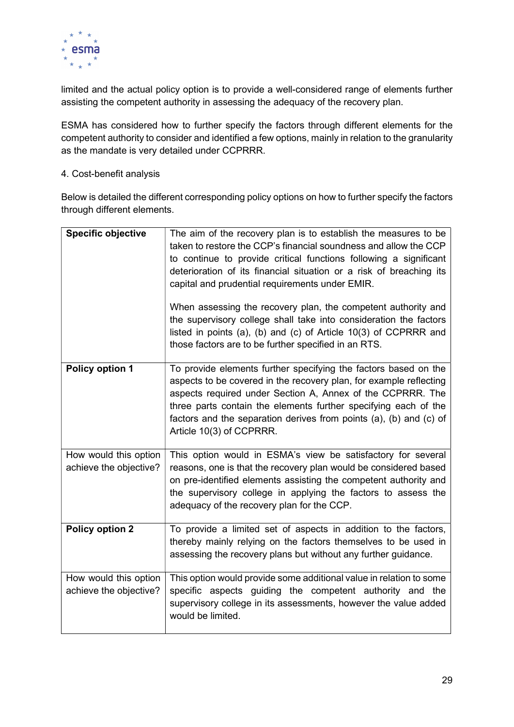limited and the actual policy option is to provide a well-considered range of elements further assisting the competent authority in assessing the adequacy of the recovery plan.

ESMA has considered how to further specify the factors through different elements for the competent authority to consider and identified a few options, mainly in relation to the granularity as the mandate is very detailed under CCPRRR.

4. Cost-benefit analysis

Below is detailed the different corresponding policy options on how to further specify the factors through different elements.

| **Specific objective** | The aim of the recovery plan is to establish the measures to be taken to restore the CCP's financial soundness and allow the CCP to continue to provide critical functions following a significant deterioration of its financial situation or a risk of breaching its capital and prudential requirements under EMIR.<br><br>When assessing the recovery plan, the competent authority and the supervisory college shall take into consideration the factors listed in points (a), (b) and (c) of Article 10(3) of CCPRRR and those factors are to be further specified in an RTS. |
|---|---|
| **Policy option 1** | To provide elements further specifying the factors based on the aspects to be covered in the recovery plan, for example reflecting aspects required under Section A, Annex of the CCPRRR. The three parts contain the elements further specifying each of the factors and the separation derives from points (a), (b) and (c) of Article 10(3) of CCPRRR. |
| How would this option achieve the objective? | This option would in ESMA's view be satisfactory for several reasons, one is that the recovery plan would be considered based on pre-identified elements assisting the competent authority and the supervisory college in applying the factors to assess the adequacy of the recovery plan for the CCP. |
| **Policy option 2** | To provide a limited set of aspects in addition to the factors, thereby mainly relying on the factors themselves to be used in assessing the recovery plans but without any further guidance. |
| How would this option achieve the objective? | This option would provide some additional value in relation to some specific aspects guiding the competent authority and the supervisory college in its assessments, however the value added would be limited. |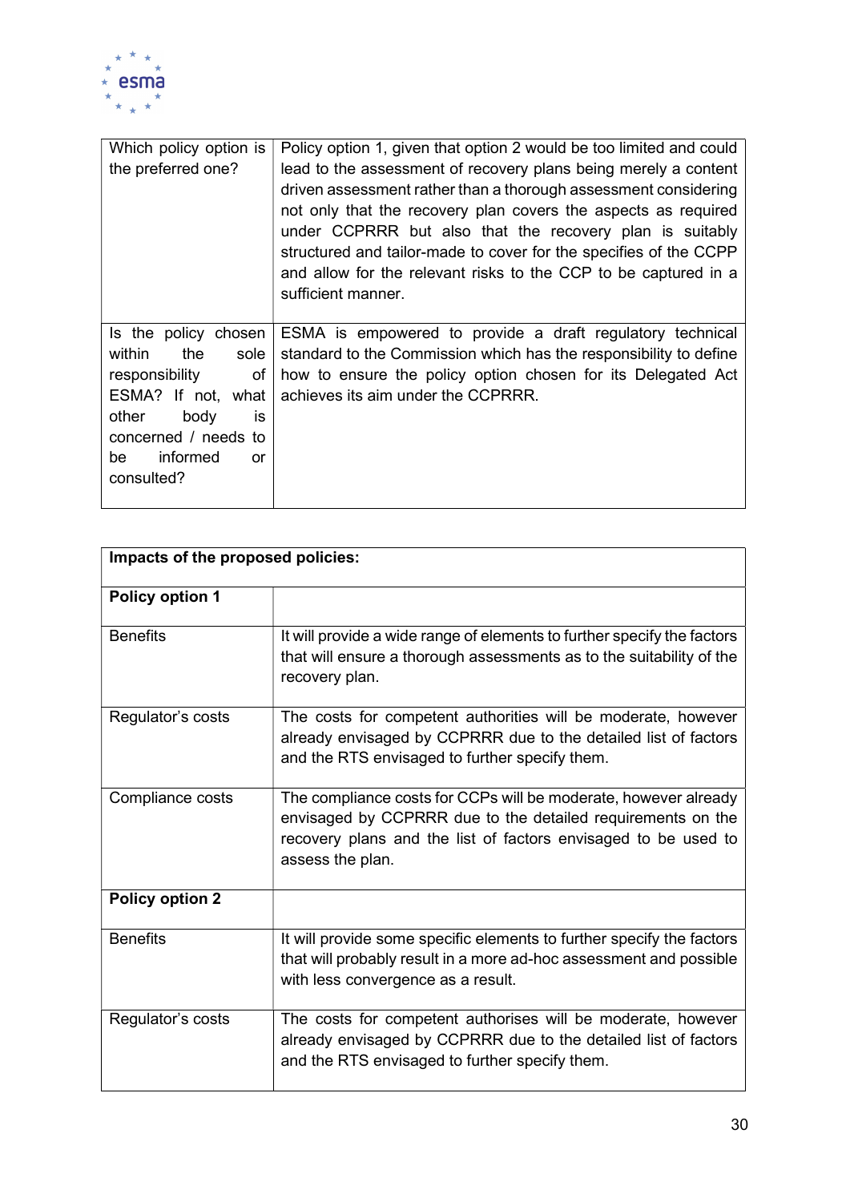| Which policy option is the preferred one? | Policy option 1, given that option 2 would be too limited and could lead to the assessment of recovery plans being merely a content driven assessment rather than a thorough assessment considering not only that the recovery plan covers the aspects as required under CCPRRR but also that the recovery plan is suitably structured and tailor-made to cover for the specifies of the CCPP and allow for the relevant risks to the CCP to be captured in a sufficient manner. |
|---|---|
| Is the policy chosen within the sole responsibility of ESMA? If not, what other body is concerned / needs to be informed or consulted? | ESMA is empowered to provide a draft regulatory technical standard to the Commission which has the responsibility to define how to ensure the policy option chosen for its Delegated Act achieves its aim under the CCPRRR. |

| **Impacts of the proposed policies:** | |
|---|---|
| **Policy option 1** | |
| Benefits | It will provide a wide range of elements to further specify the factors that will ensure a thorough assessments as to the suitability of the recovery plan. |
| Regulator's costs | The costs for competent authorities will be moderate, however already envisaged by CCPRRR due to the detailed list of factors and the RTS envisaged to further specify them. |
| Compliance costs | The compliance costs for CCPs will be moderate, however already envisaged by CCPRRR due to the detailed requirements on the recovery plans and the list of factors envisaged to be used to assess the plan. |
| **Policy option 2** | |
| Benefits | It will provide some specific elements to further specify the factors that will probably result in a more ad-hoc assessment and possible with less convergence as a result. |
| Regulator's costs | The costs for competent authorises will be moderate, however already envisaged by CCPRRR due to the detailed list of factors and the RTS envisaged to further specify them. |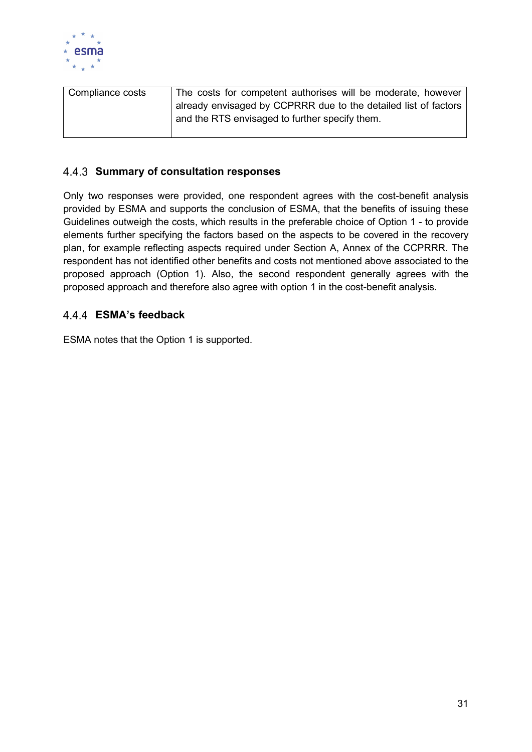| Compliance costs | The costs for competent authorises will be moderate, however already envisaged by CCPRRR due to the detailed list of factors and the RTS envisaged to further specify them. |
| --- | --- |

### 4.4.3 Summary of consultation responses

Only two responses were provided, one respondent agrees with the cost-benefit analysis provided by ESMA and supports the conclusion of ESMA, that the benefits of issuing these Guidelines outweigh the costs, which results in the preferable choice of Option 1 - to provide elements further specifying the factors based on the aspects to be covered in the recovery plan, for example reflecting aspects required under Section A, Annex of the CCPRRR. The respondent has not identified other benefits and costs not mentioned above associated to the proposed approach (Option 1). Also, the second respondent generally agrees with the proposed approach and therefore also agree with option 1 in the cost-benefit analysis.

### 4.4.4 ESMA's feedback

ESMA notes that the Option 1 is supported.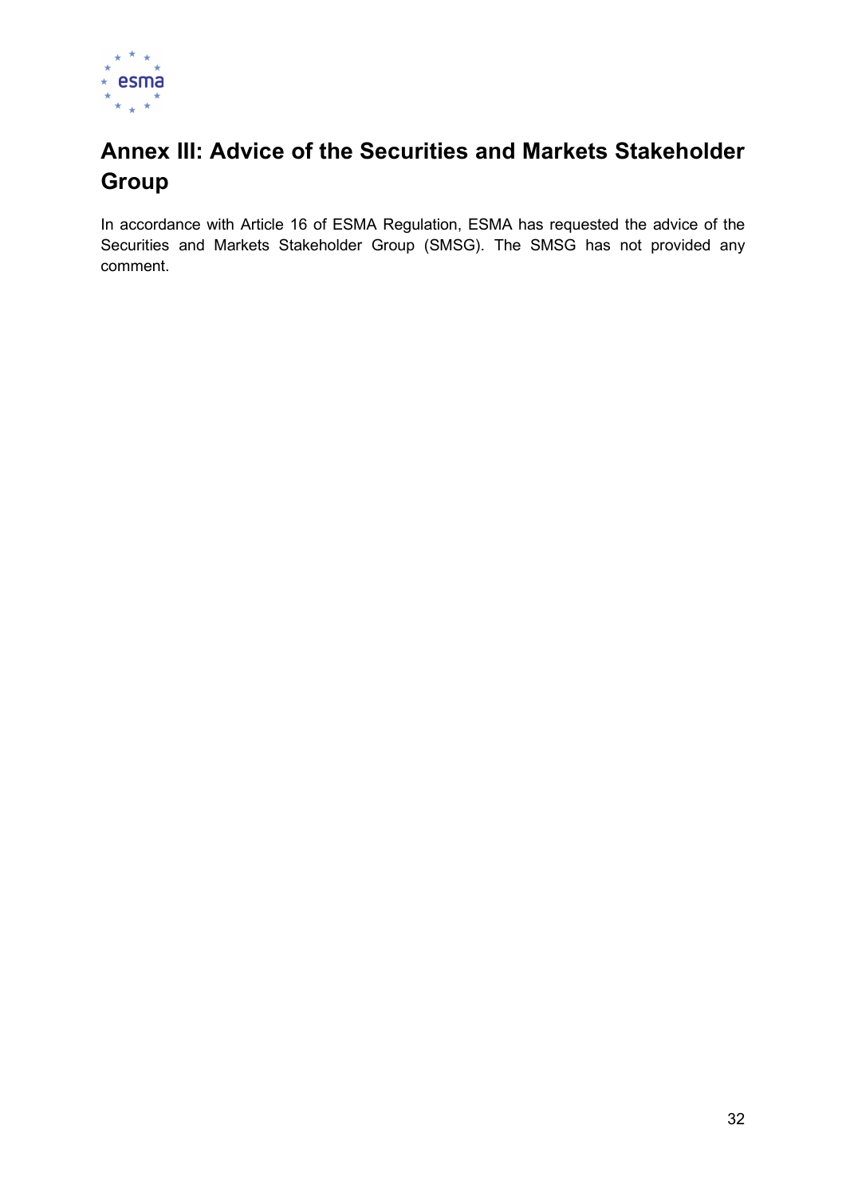# Annex III: Advice of the Securities and Markets Stakeholder Group

In accordance with Article 16 of ESMA Regulation, ESMA has requested the advice of the Securities and Markets Stakeholder Group (SMSG). The SMSG has not provided any comment.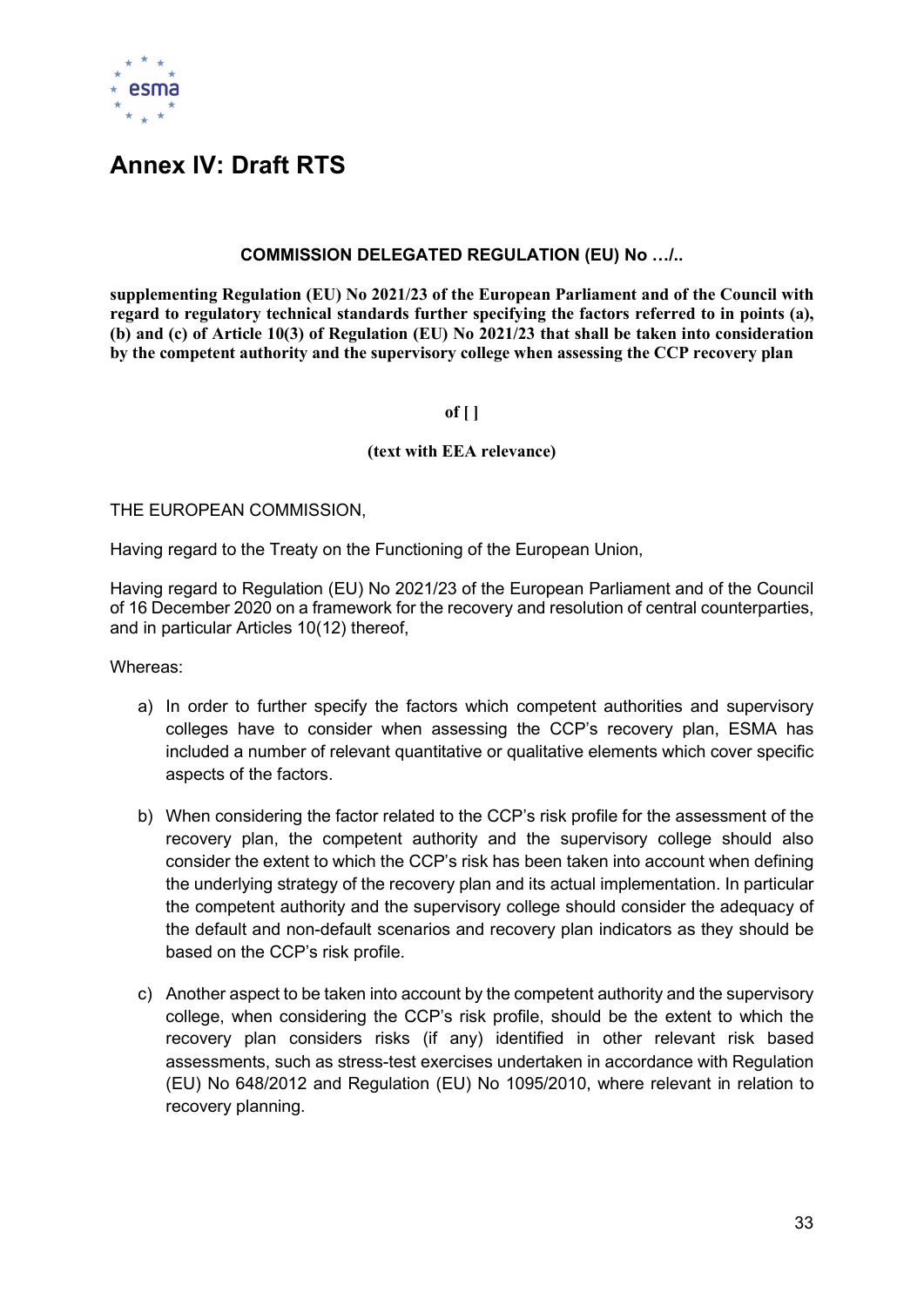# Annex IV: Draft RTS

**COMMISSION DELEGATED REGULATION (EU) No …/..**

**supplementing Regulation (EU) No 2021/23 of the European Parliament and of the Council with regard to regulatory technical standards further specifying the factors referred to in points (a), (b) and (c) of Article 10(3) of Regulation (EU) No 2021/23 that shall be taken into consideration by the competent authority and the supervisory college when assessing the CCP recovery plan**

**of [ ]**

**(text with EEA relevance)**

THE EUROPEAN COMMISSION,

Having regard to the Treaty on the Functioning of the European Union,

Having regard to Regulation (EU) No 2021/23 of the European Parliament and of the Council of 16 December 2020 on a framework for the recovery and resolution of central counterparties, and in particular Articles 10(12) thereof,

Whereas:

a) In order to further specify the factors which competent authorities and supervisory colleges have to consider when assessing the CCP's recovery plan, ESMA has included a number of relevant quantitative or qualitative elements which cover specific aspects of the factors.

b) When considering the factor related to the CCP's risk profile for the assessment of the recovery plan, the competent authority and the supervisory college should also consider the extent to which the CCP's risk has been taken into account when defining the underlying strategy of the recovery plan and its actual implementation. In particular the competent authority and the supervisory college should consider the adequacy of the default and non-default scenarios and recovery plan indicators as they should be based on the CCP's risk profile.

c) Another aspect to be taken into account by the competent authority and the supervisory college, when considering the CCP's risk profile, should be the extent to which the recovery plan considers risks (if any) identified in other relevant risk based assessments, such as stress-test exercises undertaken in accordance with Regulation (EU) No 648/2012 and Regulation (EU) No 1095/2010, where relevant in relation to recovery planning.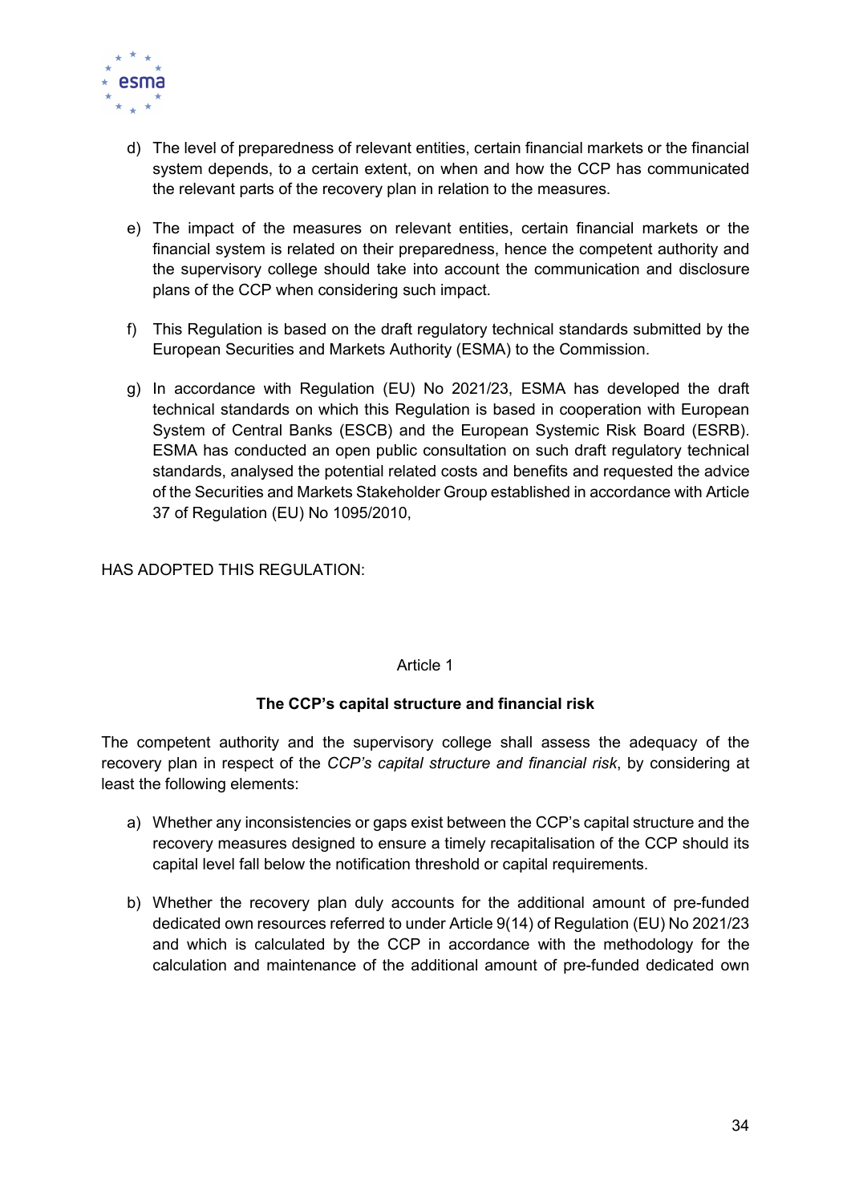d) The level of preparedness of relevant entities, certain financial markets or the financial system depends, to a certain extent, on when and how the CCP has communicated the relevant parts of the recovery plan in relation to the measures.

e) The impact of the measures on relevant entities, certain financial markets or the financial system is related on their preparedness, hence the competent authority and the supervisory college should take into account the communication and disclosure plans of the CCP when considering such impact.

f) This Regulation is based on the draft regulatory technical standards submitted by the European Securities and Markets Authority (ESMA) to the Commission.

g) In accordance with Regulation (EU) No 2021/23, ESMA has developed the draft technical standards on which this Regulation is based in cooperation with European System of Central Banks (ESCB) and the European Systemic Risk Board (ESRB). ESMA has conducted an open public consultation on such draft regulatory technical standards, analysed the potential related costs and benefits and requested the advice of the Securities and Markets Stakeholder Group established in accordance with Article 37 of Regulation (EU) No 1095/2010,

HAS ADOPTED THIS REGULATION:

Article 1

**The CCP's capital structure and financial risk**

The competent authority and the supervisory college shall assess the adequacy of the recovery plan in respect of the *CCP's capital structure and financial risk*, by considering at least the following elements:

a) Whether any inconsistencies or gaps exist between the CCP's capital structure and the recovery measures designed to ensure a timely recapitalisation of the CCP should its capital level fall below the notification threshold or capital requirements.

b) Whether the recovery plan duly accounts for the additional amount of pre-funded dedicated own resources referred to under Article 9(14) of Regulation (EU) No 2021/23 and which is calculated by the CCP in accordance with the methodology for the calculation and maintenance of the additional amount of pre-funded dedicated own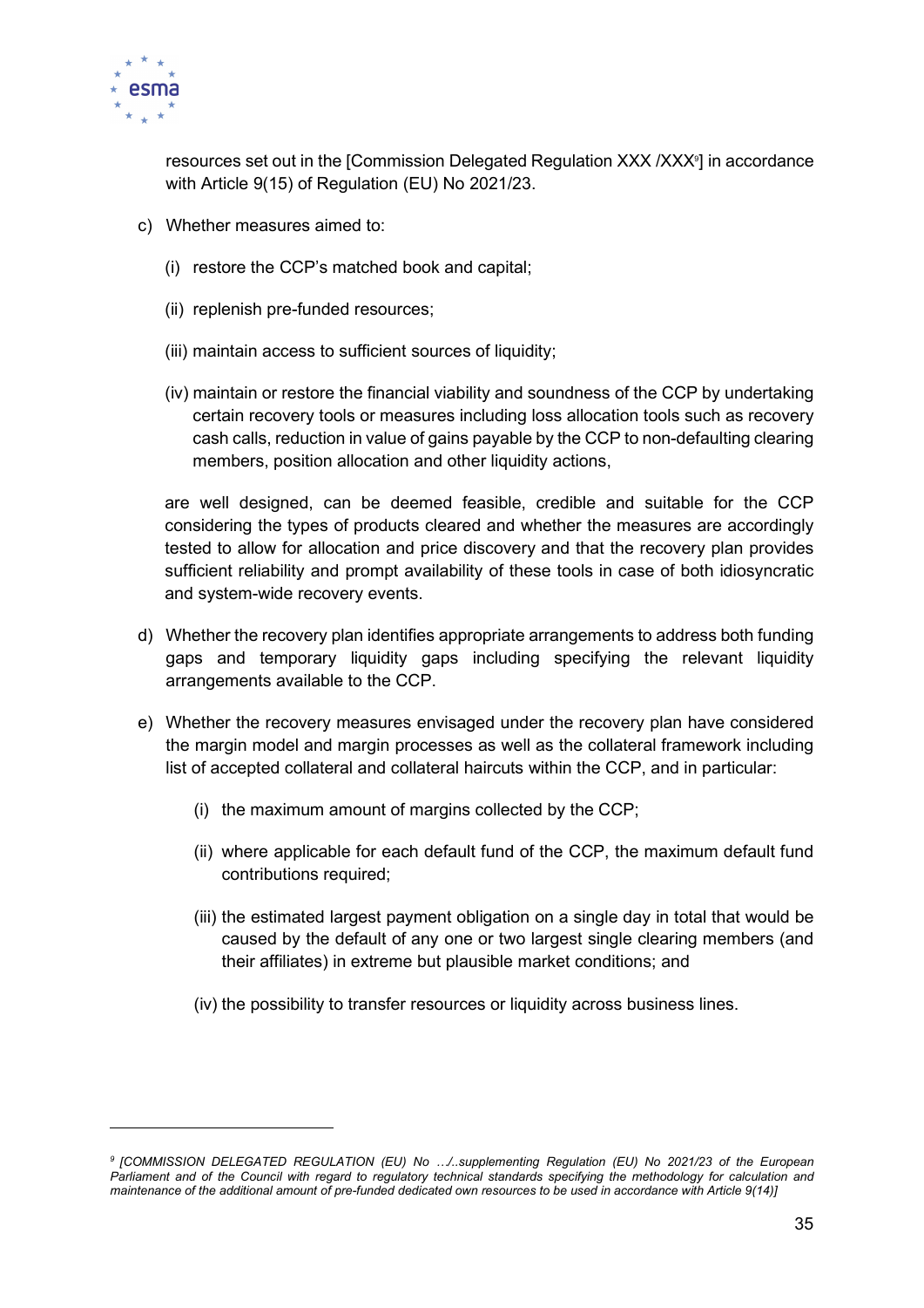resources set out in the [Commission Delegated Regulation XXX /XXX[9]] in accordance with Article 9(15) of Regulation (EU) No 2021/23.

c) Whether measures aimed to:

   (i) restore the CCP's matched book and capital;

   (ii) replenish pre-funded resources;

   (iii) maintain access to sufficient sources of liquidity;

   (iv) maintain or restore the financial viability and soundness of the CCP by undertaking certain recovery tools or measures including loss allocation tools such as recovery cash calls, reduction in value of gains payable by the CCP to non-defaulting clearing members, position allocation and other liquidity actions,

   are well designed, can be deemed feasible, credible and suitable for the CCP considering the types of products cleared and whether the measures are accordingly tested to allow for allocation and price discovery and that the recovery plan provides sufficient reliability and prompt availability of these tools in case of both idiosyncratic and system-wide recovery events.

d) Whether the recovery plan identifies appropriate arrangements to address both funding gaps and temporary liquidity gaps including specifying the relevant liquidity arrangements available to the CCP.

e) Whether the recovery measures envisaged under the recovery plan have considered the margin model and margin processes as well as the collateral framework including list of accepted collateral and collateral haircuts within the CCP, and in particular:

   (i) the maximum amount of margins collected by the CCP;

   (ii) where applicable for each default fund of the CCP, the maximum default fund contributions required;

   (iii) the estimated largest payment obligation on a single day in total that would be caused by the default of any one or two largest single clearing members (and their affiliates) in extreme but plausible market conditions; and

   (iv) the possibility to transfer resources or liquidity across business lines.

---

[9] *[COMMISSION DELEGATED REGULATION (EU) No …/..supplementing Regulation (EU) No 2021/23 of the European Parliament and of the Council with regard to regulatory technical standards specifying the methodology for calculation and maintenance of the additional amount of pre-funded dedicated own resources to be used in accordance with Article 9(14)]*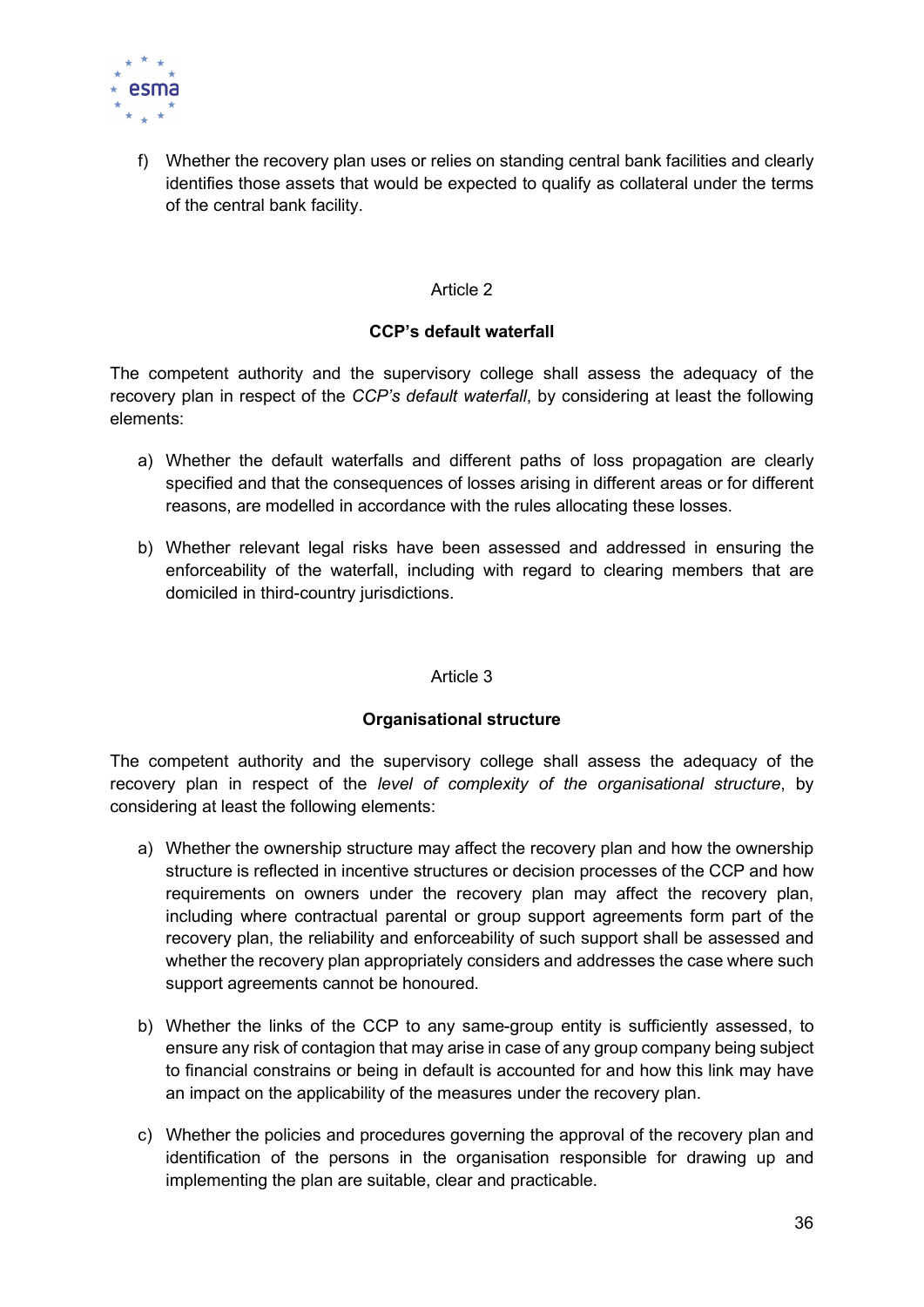f) Whether the recovery plan uses or relies on standing central bank facilities and clearly identifies those assets that would be expected to qualify as collateral under the terms of the central bank facility.

Article 2

**CCP's default waterfall**

The competent authority and the supervisory college shall assess the adequacy of the recovery plan in respect of the *CCP's default waterfall*, by considering at least the following elements:

a) Whether the default waterfalls and different paths of loss propagation are clearly specified and that the consequences of losses arising in different areas or for different reasons, are modelled in accordance with the rules allocating these losses.

b) Whether relevant legal risks have been assessed and addressed in ensuring the enforceability of the waterfall, including with regard to clearing members that are domiciled in third-country jurisdictions.

Article 3

**Organisational structure**

The competent authority and the supervisory college shall assess the adequacy of the recovery plan in respect of the *level of complexity of the organisational structure*, by considering at least the following elements:

a) Whether the ownership structure may affect the recovery plan and how the ownership structure is reflected in incentive structures or decision processes of the CCP and how requirements on owners under the recovery plan may affect the recovery plan, including where contractual parental or group support agreements form part of the recovery plan, the reliability and enforceability of such support shall be assessed and whether the recovery plan appropriately considers and addresses the case where such support agreements cannot be honoured.

b) Whether the links of the CCP to any same-group entity is sufficiently assessed, to ensure any risk of contagion that may arise in case of any group company being subject to financial constrains or being in default is accounted for and how this link may have an impact on the applicability of the measures under the recovery plan.

c) Whether the policies and procedures governing the approval of the recovery plan and identification of the persons in the organisation responsible for drawing up and implementing the plan are suitable, clear and practicable.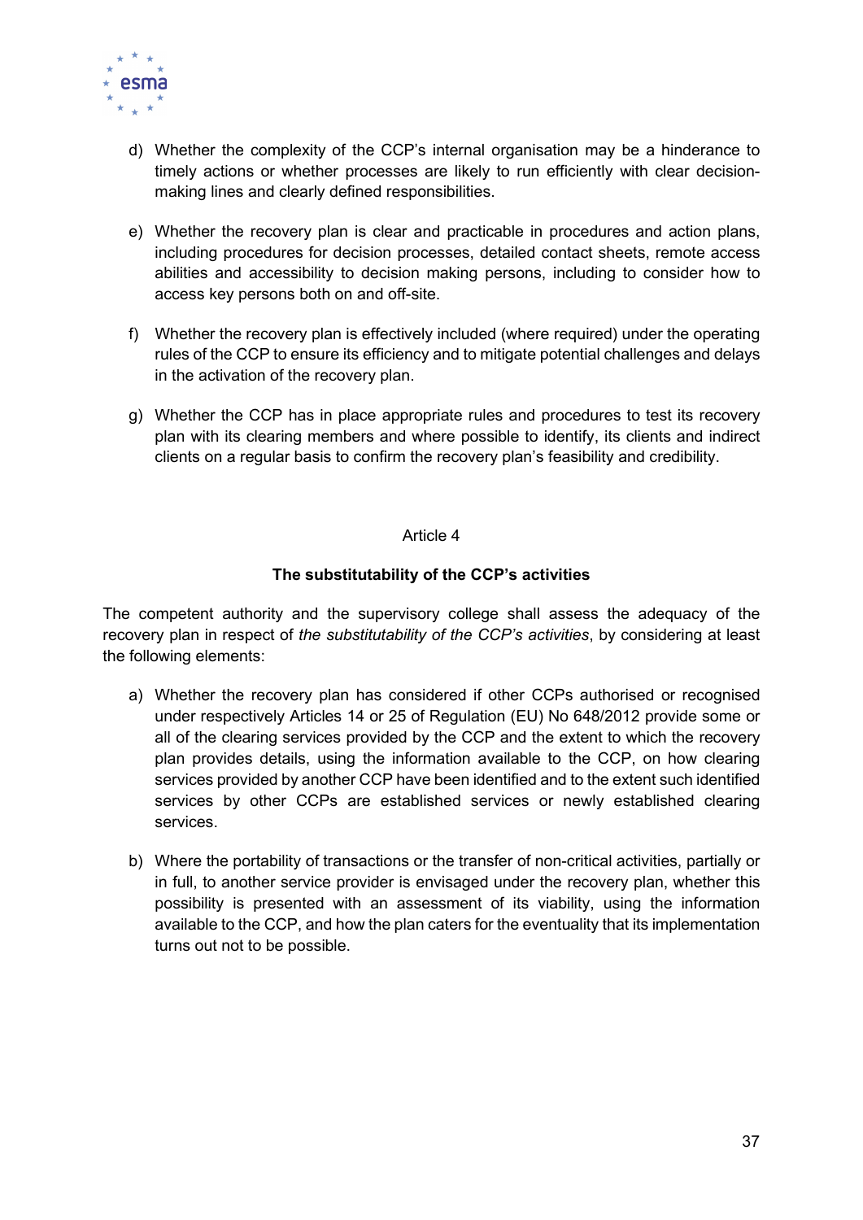d) Whether the complexity of the CCP's internal organisation may be a hinderance to timely actions or whether processes are likely to run efficiently with clear decision-making lines and clearly defined responsibilities.

e) Whether the recovery plan is clear and practicable in procedures and action plans, including procedures for decision processes, detailed contact sheets, remote access abilities and accessibility to decision making persons, including to consider how to access key persons both on and off-site.

f) Whether the recovery plan is effectively included (where required) under the operating rules of the CCP to ensure its efficiency and to mitigate potential challenges and delays in the activation of the recovery plan.

g) Whether the CCP has in place appropriate rules and procedures to test its recovery plan with its clearing members and where possible to identify, its clients and indirect clients on a regular basis to confirm the recovery plan's feasibility and credibility.

Article 4

**The substitutability of the CCP's activities**

The competent authority and the supervisory college shall assess the adequacy of the recovery plan in respect of *the substitutability of the CCP's activities*, by considering at least the following elements:

a) Whether the recovery plan has considered if other CCPs authorised or recognised under respectively Articles 14 or 25 of Regulation (EU) No 648/2012 provide some or all of the clearing services provided by the CCP and the extent to which the recovery plan provides details, using the information available to the CCP, on how clearing services provided by another CCP have been identified and to the extent such identified services by other CCPs are established services or newly established clearing services.

b) Where the portability of transactions or the transfer of non-critical activities, partially or in full, to another service provider is envisaged under the recovery plan, whether this possibility is presented with an assessment of its viability, using the information available to the CCP, and how the plan caters for the eventuality that its implementation turns out not to be possible.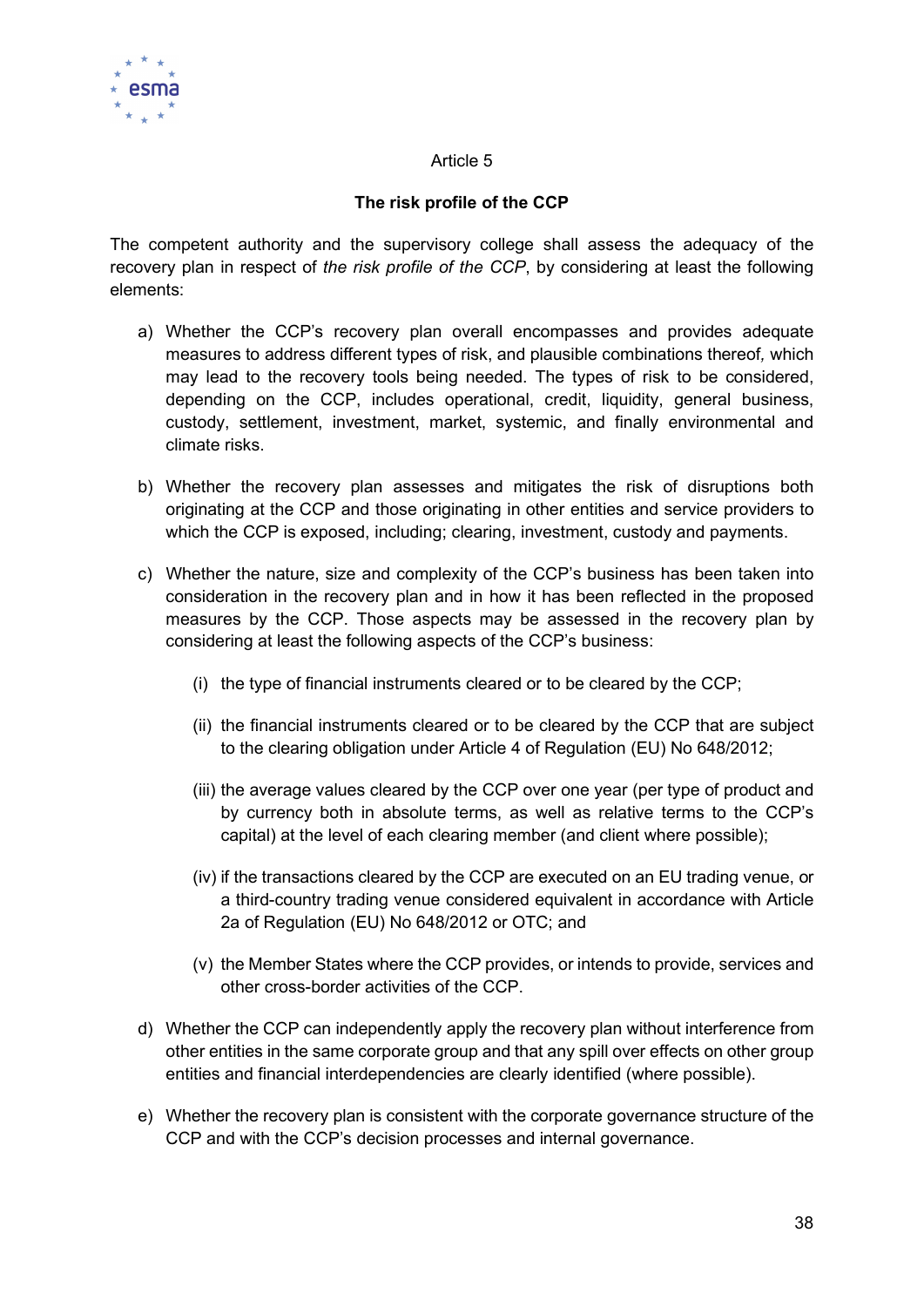Article 5

**The risk profile of the CCP**

The competent authority and the supervisory college shall assess the adequacy of the recovery plan in respect of *the risk profile of the CCP*, by considering at least the following elements:

a) Whether the CCP's recovery plan overall encompasses and provides adequate measures to address different types of risk, and plausible combinations thereof*,* which may lead to the recovery tools being needed. The types of risk to be considered, depending on the CCP, includes operational, credit, liquidity, general business, custody, settlement, investment, market, systemic, and finally environmental and climate risks.

b) Whether the recovery plan assesses and mitigates the risk of disruptions both originating at the CCP and those originating in other entities and service providers to which the CCP is exposed, including; clearing, investment, custody and payments.

c) Whether the nature, size and complexity of the CCP's business has been taken into consideration in the recovery plan and in how it has been reflected in the proposed measures by the CCP. Those aspects may be assessed in the recovery plan by considering at least the following aspects of the CCP's business:

   (i) the type of financial instruments cleared or to be cleared by the CCP;

   (ii) the financial instruments cleared or to be cleared by the CCP that are subject to the clearing obligation under Article 4 of Regulation (EU) No 648/2012;

   (iii) the average values cleared by the CCP over one year (per type of product and by currency both in absolute terms, as well as relative terms to the CCP's capital) at the level of each clearing member (and client where possible);

   (iv) if the transactions cleared by the CCP are executed on an EU trading venue, or a third-country trading venue considered equivalent in accordance with Article 2a of Regulation (EU) No 648/2012 or OTC; and

   (v) the Member States where the CCP provides, or intends to provide, services and other cross-border activities of the CCP.

d) Whether the CCP can independently apply the recovery plan without interference from other entities in the same corporate group and that any spill over effects on other group entities and financial interdependencies are clearly identified (where possible).

e) Whether the recovery plan is consistent with the corporate governance structure of the CCP and with the CCP's decision processes and internal governance.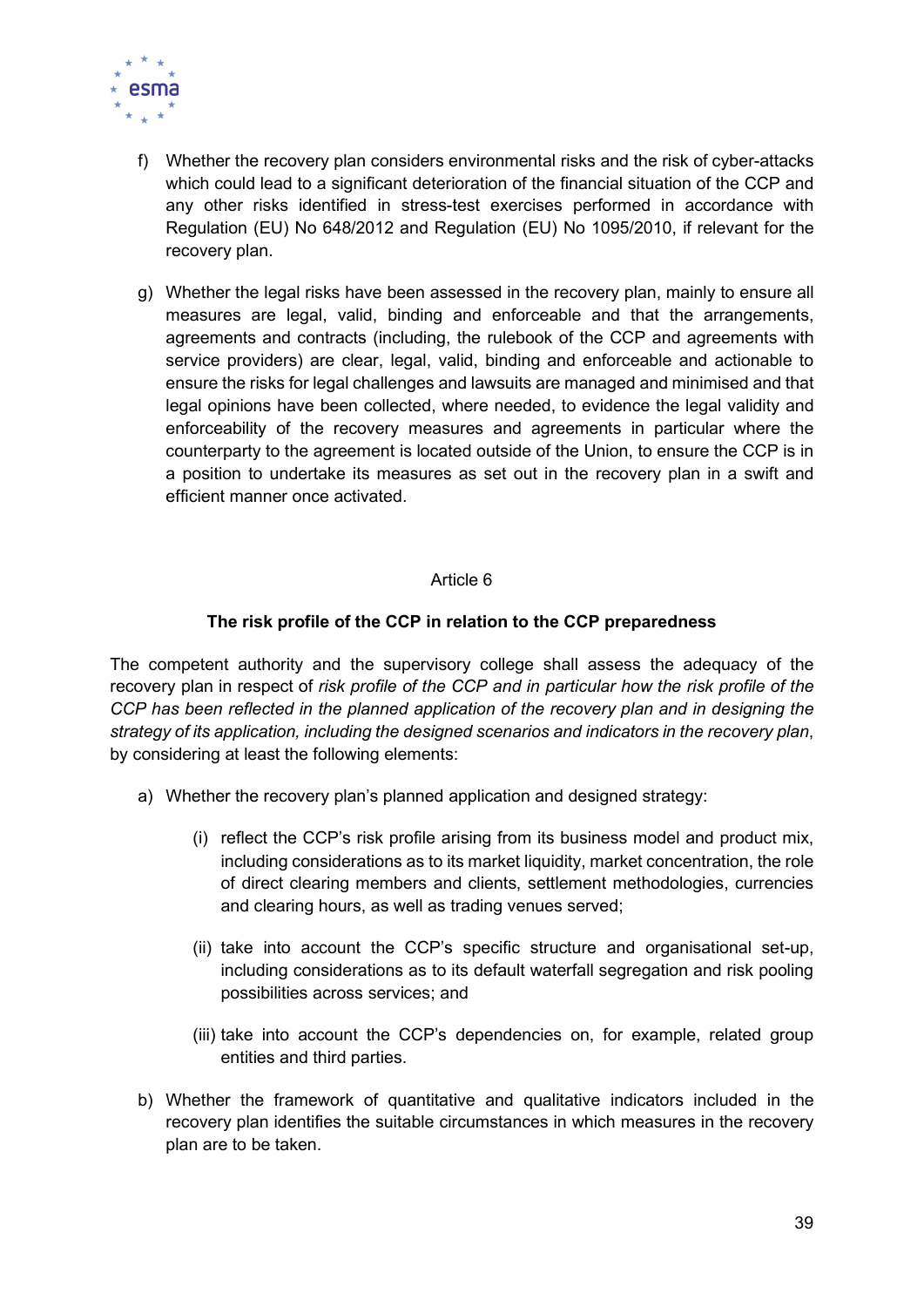f) Whether the recovery plan considers environmental risks and the risk of cyber-attacks which could lead to a significant deterioration of the financial situation of the CCP and any other risks identified in stress-test exercises performed in accordance with Regulation (EU) No 648/2012 and Regulation (EU) No 1095/2010, if relevant for the recovery plan.

g) Whether the legal risks have been assessed in the recovery plan, mainly to ensure all measures are legal, valid, binding and enforceable and that the arrangements, agreements and contracts (including, the rulebook of the CCP and agreements with service providers) are clear, legal, valid, binding and enforceable and actionable to ensure the risks for legal challenges and lawsuits are managed and minimised and that legal opinions have been collected, where needed, to evidence the legal validity and enforceability of the recovery measures and agreements in particular where the counterparty to the agreement is located outside of the Union, to ensure the CCP is in a position to undertake its measures as set out in the recovery plan in a swift and efficient manner once activated.

Article 6

**The risk profile of the CCP in relation to the CCP preparedness**

The competent authority and the supervisory college shall assess the adequacy of the recovery plan in respect of *risk profile of the CCP and in particular how the risk profile of the CCP has been reflected in the planned application of the recovery plan and in designing the strategy of its application, including the designed scenarios and indicators in the recovery plan*, by considering at least the following elements:

a) Whether the recovery plan's planned application and designed strategy:

   (i) reflect the CCP's risk profile arising from its business model and product mix, including considerations as to its market liquidity, market concentration, the role of direct clearing members and clients, settlement methodologies, currencies and clearing hours, as well as trading venues served;

   (ii) take into account the CCP's specific structure and organisational set-up, including considerations as to its default waterfall segregation and risk pooling possibilities across services; and

   (iii) take into account the CCP's dependencies on, for example, related group entities and third parties.

b) Whether the framework of quantitative and qualitative indicators included in the recovery plan identifies the suitable circumstances in which measures in the recovery plan are to be taken.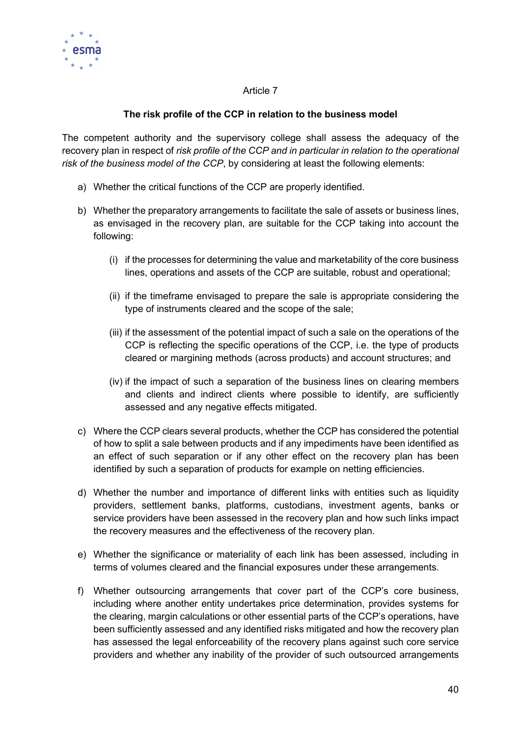Article 7

**The risk profile of the CCP in relation to the business model**

The competent authority and the supervisory college shall assess the adequacy of the recovery plan in respect of *risk profile of the CCP and in particular in relation to the operational risk of the business model of the CCP*, by considering at least the following elements:

a) Whether the critical functions of the CCP are properly identified.

b) Whether the preparatory arrangements to facilitate the sale of assets or business lines, as envisaged in the recovery plan, are suitable for the CCP taking into account the following:

   (i) if the processes for determining the value and marketability of the core business lines, operations and assets of the CCP are suitable, robust and operational;

   (ii) if the timeframe envisaged to prepare the sale is appropriate considering the type of instruments cleared and the scope of the sale;

   (iii) if the assessment of the potential impact of such a sale on the operations of the CCP is reflecting the specific operations of the CCP, i.e. the type of products cleared or margining methods (across products) and account structures; and

   (iv) if the impact of such a separation of the business lines on clearing members and clients and indirect clients where possible to identify, are sufficiently assessed and any negative effects mitigated.

c) Where the CCP clears several products, whether the CCP has considered the potential of how to split a sale between products and if any impediments have been identified as an effect of such separation or if any other effect on the recovery plan has been identified by such a separation of products for example on netting efficiencies.

d) Whether the number and importance of different links with entities such as liquidity providers, settlement banks, platforms, custodians, investment agents, banks or service providers have been assessed in the recovery plan and how such links impact the recovery measures and the effectiveness of the recovery plan.

e) Whether the significance or materiality of each link has been assessed, including in terms of volumes cleared and the financial exposures under these arrangements.

f) Whether outsourcing arrangements that cover part of the CCP's core business, including where another entity undertakes price determination, provides systems for the clearing, margin calculations or other essential parts of the CCP's operations, have been sufficiently assessed and any identified risks mitigated and how the recovery plan has assessed the legal enforceability of the recovery plans against such core service providers and whether any inability of the provider of such outsourced arrangements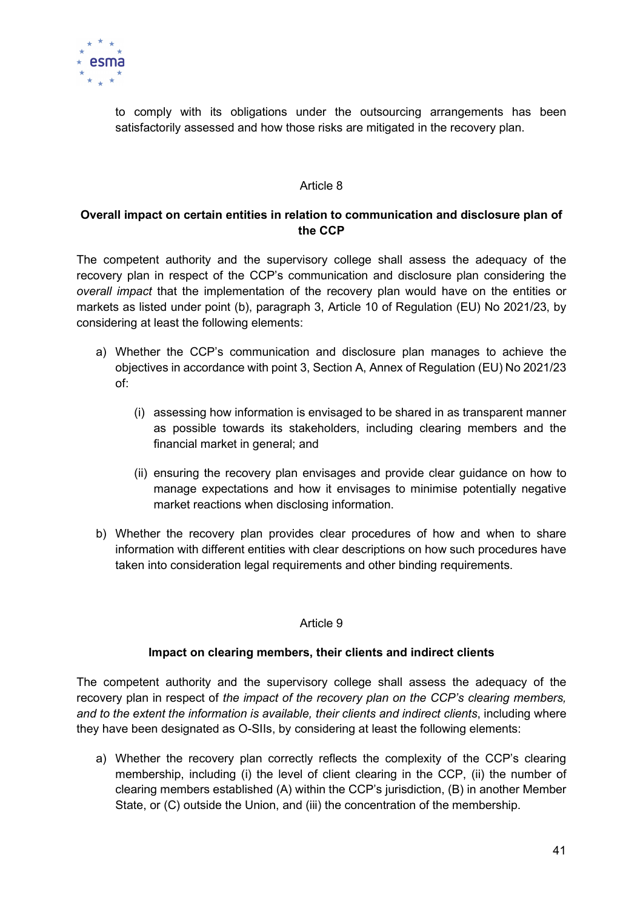to comply with its obligations under the outsourcing arrangements has been satisfactorily assessed and how those risks are mitigated in the recovery plan.

Article 8

**Overall impact on certain entities in relation to communication and disclosure plan of the CCP**

The competent authority and the supervisory college shall assess the adequacy of the recovery plan in respect of the CCP's communication and disclosure plan considering the *overall impact* that the implementation of the recovery plan would have on the entities or markets as listed under point (b), paragraph 3, Article 10 of Regulation (EU) No 2021/23, by considering at least the following elements:

a) Whether the CCP's communication and disclosure plan manages to achieve the objectives in accordance with point 3, Section A, Annex of Regulation (EU) No 2021/23 of:

   (i) assessing how information is envisaged to be shared in as transparent manner as possible towards its stakeholders, including clearing members and the financial market in general; and

   (ii) ensuring the recovery plan envisages and provide clear guidance on how to manage expectations and how it envisages to minimise potentially negative market reactions when disclosing information.

b) Whether the recovery plan provides clear procedures of how and when to share information with different entities with clear descriptions on how such procedures have taken into consideration legal requirements and other binding requirements.

Article 9

**Impact on clearing members, their clients and indirect clients**

The competent authority and the supervisory college shall assess the adequacy of the recovery plan in respect of *the impact of the recovery plan on the CCP's clearing members, and to the extent the information is available, their clients and indirect clients*, including where they have been designated as O-SIIs, by considering at least the following elements:

a) Whether the recovery plan correctly reflects the complexity of the CCP's clearing membership, including (i) the level of client clearing in the CCP, (ii) the number of clearing members established (A) within the CCP's jurisdiction, (B) in another Member State, or (C) outside the Union, and (iii) the concentration of the membership.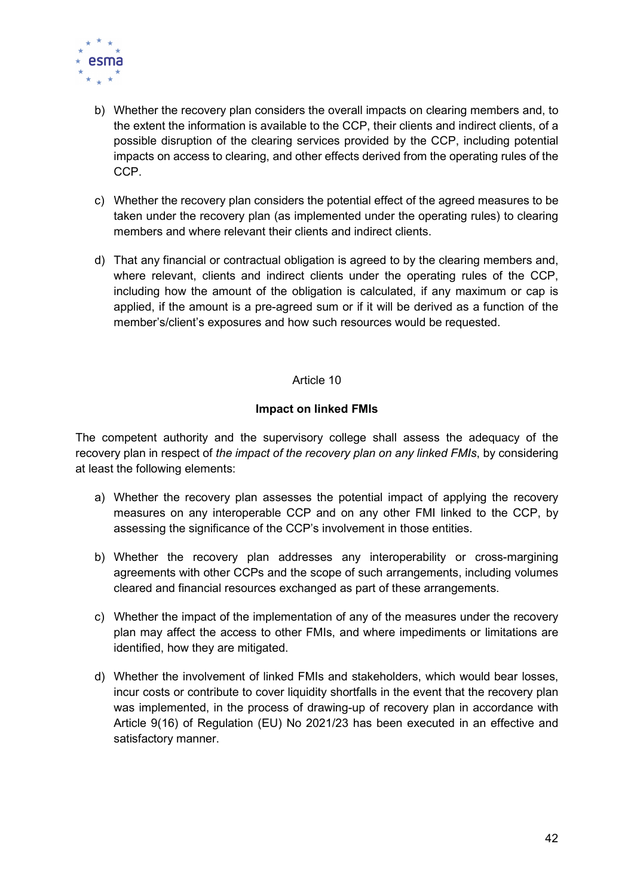b) Whether the recovery plan considers the overall impacts on clearing members and, to the extent the information is available to the CCP, their clients and indirect clients, of a possible disruption of the clearing services provided by the CCP, including potential impacts on access to clearing, and other effects derived from the operating rules of the CCP.

c) Whether the recovery plan considers the potential effect of the agreed measures to be taken under the recovery plan (as implemented under the operating rules) to clearing members and where relevant their clients and indirect clients.

d) That any financial or contractual obligation is agreed to by the clearing members and, where relevant, clients and indirect clients under the operating rules of the CCP, including how the amount of the obligation is calculated, if any maximum or cap is applied, if the amount is a pre-agreed sum or if it will be derived as a function of the member's/client's exposures and how such resources would be requested.

Article 10

**Impact on linked FMIs**

The competent authority and the supervisory college shall assess the adequacy of the recovery plan in respect of *the impact of the recovery plan on any linked FMIs*, by considering at least the following elements:

a) Whether the recovery plan assesses the potential impact of applying the recovery measures on any interoperable CCP and on any other FMI linked to the CCP, by assessing the significance of the CCP's involvement in those entities.

b) Whether the recovery plan addresses any interoperability or cross-margining agreements with other CCPs and the scope of such arrangements, including volumes cleared and financial resources exchanged as part of these arrangements.

c) Whether the impact of the implementation of any of the measures under the recovery plan may affect the access to other FMIs, and where impediments or limitations are identified, how they are mitigated.

d) Whether the involvement of linked FMIs and stakeholders, which would bear losses, incur costs or contribute to cover liquidity shortfalls in the event that the recovery plan was implemented, in the process of drawing-up of recovery plan in accordance with Article 9(16) of Regulation (EU) No 2021/23 has been executed in an effective and satisfactory manner.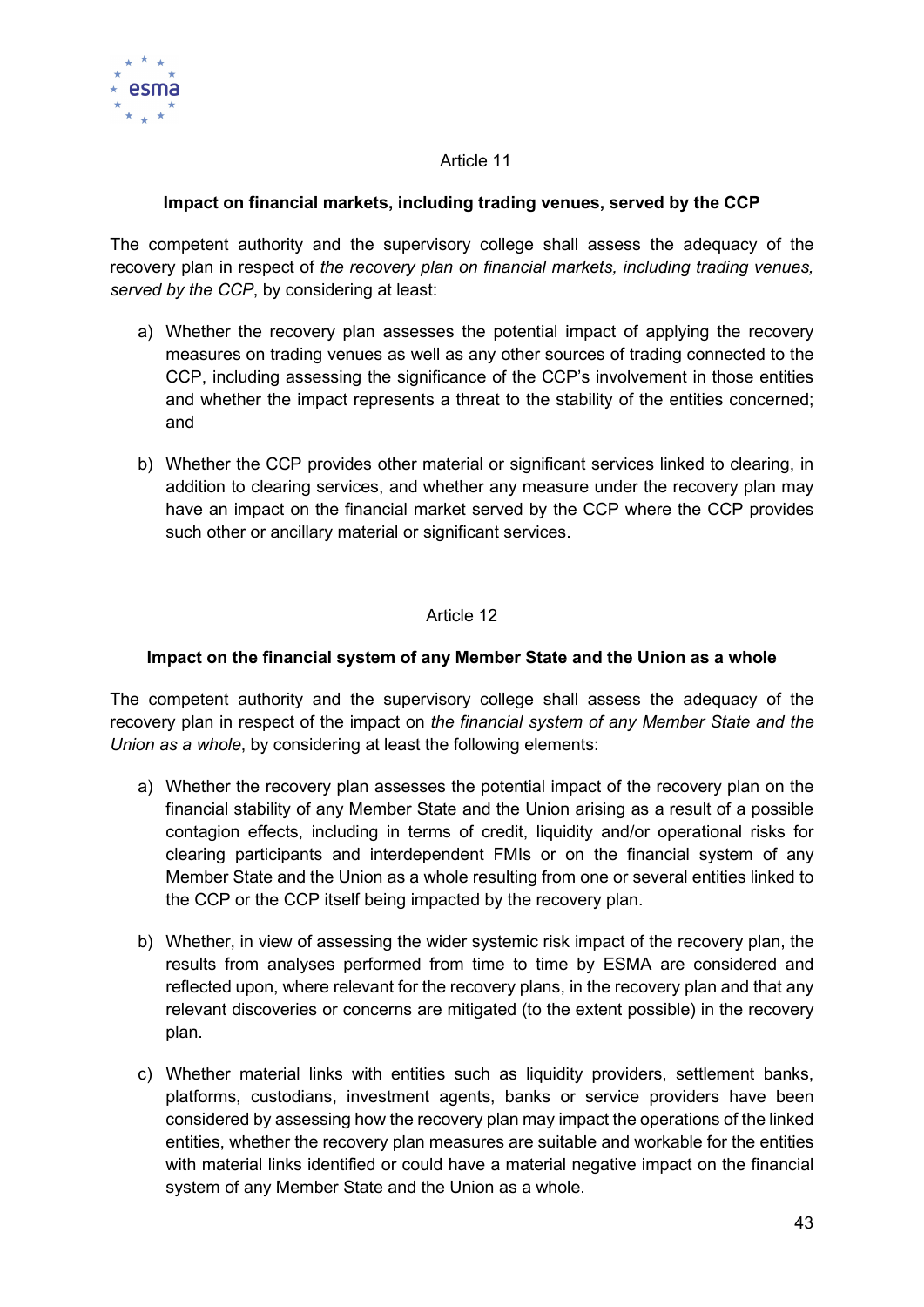Article 11

**Impact on financial markets, including trading venues, served by the CCP**

The competent authority and the supervisory college shall assess the adequacy of the recovery plan in respect of *the recovery plan on financial markets, including trading venues, served by the CCP*, by considering at least:

a) Whether the recovery plan assesses the potential impact of applying the recovery measures on trading venues as well as any other sources of trading connected to the CCP, including assessing the significance of the CCP's involvement in those entities and whether the impact represents a threat to the stability of the entities concerned; and

b) Whether the CCP provides other material or significant services linked to clearing, in addition to clearing services, and whether any measure under the recovery plan may have an impact on the financial market served by the CCP where the CCP provides such other or ancillary material or significant services.

Article 12

**Impact on the financial system of any Member State and the Union as a whole**

The competent authority and the supervisory college shall assess the adequacy of the recovery plan in respect of the impact on *the financial system of any Member State and the Union as a whole*, by considering at least the following elements:

a) Whether the recovery plan assesses the potential impact of the recovery plan on the financial stability of any Member State and the Union arising as a result of a possible contagion effects, including in terms of credit, liquidity and/or operational risks for clearing participants and interdependent FMIs or on the financial system of any Member State and the Union as a whole resulting from one or several entities linked to the CCP or the CCP itself being impacted by the recovery plan.

b) Whether, in view of assessing the wider systemic risk impact of the recovery plan, the results from analyses performed from time to time by ESMA are considered and reflected upon, where relevant for the recovery plans, in the recovery plan and that any relevant discoveries or concerns are mitigated (to the extent possible) in the recovery plan.

c) Whether material links with entities such as liquidity providers, settlement banks, platforms, custodians, investment agents, banks or service providers have been considered by assessing how the recovery plan may impact the operations of the linked entities, whether the recovery plan measures are suitable and workable for the entities with material links identified or could have a material negative impact on the financial system of any Member State and the Union as a whole.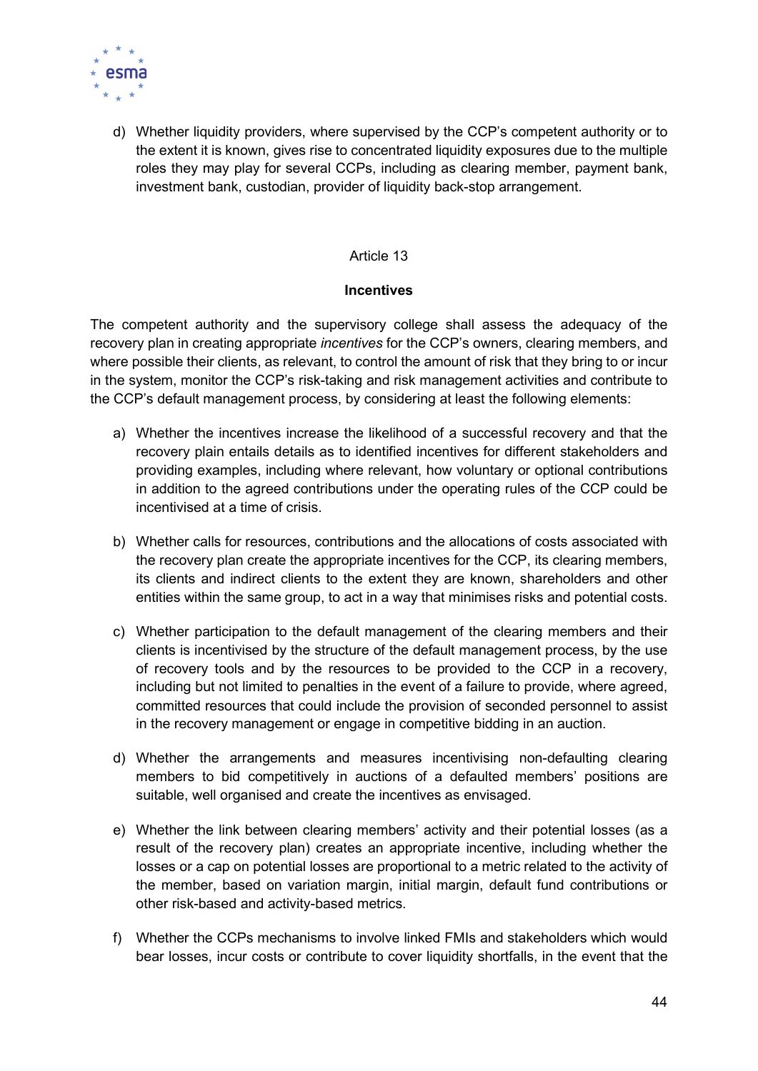d) Whether liquidity providers, where supervised by the CCP's competent authority or to the extent it is known, gives rise to concentrated liquidity exposures due to the multiple roles they may play for several CCPs, including as clearing member, payment bank, investment bank, custodian, provider of liquidity back-stop arrangement.

Article 13

**Incentives**

The competent authority and the supervisory college shall assess the adequacy of the recovery plan in creating appropriate *incentives* for the CCP's owners, clearing members, and where possible their clients, as relevant, to control the amount of risk that they bring to or incur in the system, monitor the CCP's risk-taking and risk management activities and contribute to the CCP's default management process, by considering at least the following elements:

a) Whether the incentives increase the likelihood of a successful recovery and that the recovery plain entails details as to identified incentives for different stakeholders and providing examples, including where relevant, how voluntary or optional contributions in addition to the agreed contributions under the operating rules of the CCP could be incentivised at a time of crisis.

b) Whether calls for resources, contributions and the allocations of costs associated with the recovery plan create the appropriate incentives for the CCP, its clearing members, its clients and indirect clients to the extent they are known, shareholders and other entities within the same group, to act in a way that minimises risks and potential costs.

c) Whether participation to the default management of the clearing members and their clients is incentivised by the structure of the default management process, by the use of recovery tools and by the resources to be provided to the CCP in a recovery, including but not limited to penalties in the event of a failure to provide, where agreed, committed resources that could include the provision of seconded personnel to assist in the recovery management or engage in competitive bidding in an auction.

d) Whether the arrangements and measures incentivising non-defaulting clearing members to bid competitively in auctions of a defaulted members' positions are suitable, well organised and create the incentives as envisaged.

e) Whether the link between clearing members' activity and their potential losses (as a result of the recovery plan) creates an appropriate incentive, including whether the losses or a cap on potential losses are proportional to a metric related to the activity of the member, based on variation margin, initial margin, default fund contributions or other risk-based and activity-based metrics.

f) Whether the CCPs mechanisms to involve linked FMIs and stakeholders which would bear losses, incur costs or contribute to cover liquidity shortfalls, in the event that the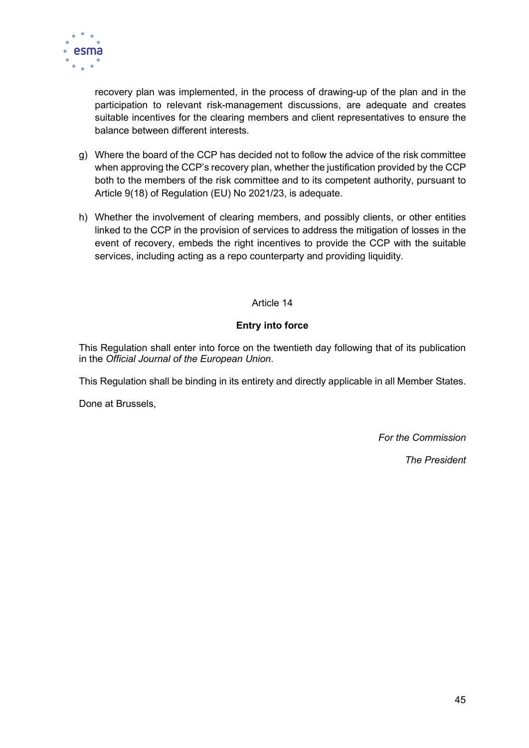recovery plan was implemented, in the process of drawing-up of the plan and in the participation to relevant risk-management discussions, are adequate and creates suitable incentives for the clearing members and client representatives to ensure the balance between different interests.

g) Where the board of the CCP has decided not to follow the advice of the risk committee when approving the CCP's recovery plan, whether the justification provided by the CCP both to the members of the risk committee and to its competent authority, pursuant to Article 9(18) of Regulation (EU) No 2021/23, is adequate.

h) Whether the involvement of clearing members, and possibly clients, or other entities linked to the CCP in the provision of services to address the mitigation of losses in the event of recovery, embeds the right incentives to provide the CCP with the suitable services, including acting as a repo counterparty and providing liquidity.

Article 14

**Entry into force**

This Regulation shall enter into force on the twentieth day following that of its publication in the *Official Journal of the European Union*.

This Regulation shall be binding in its entirety and directly applicable in all Member States.

Done at Brussels,

*For the Commission*

*The President*